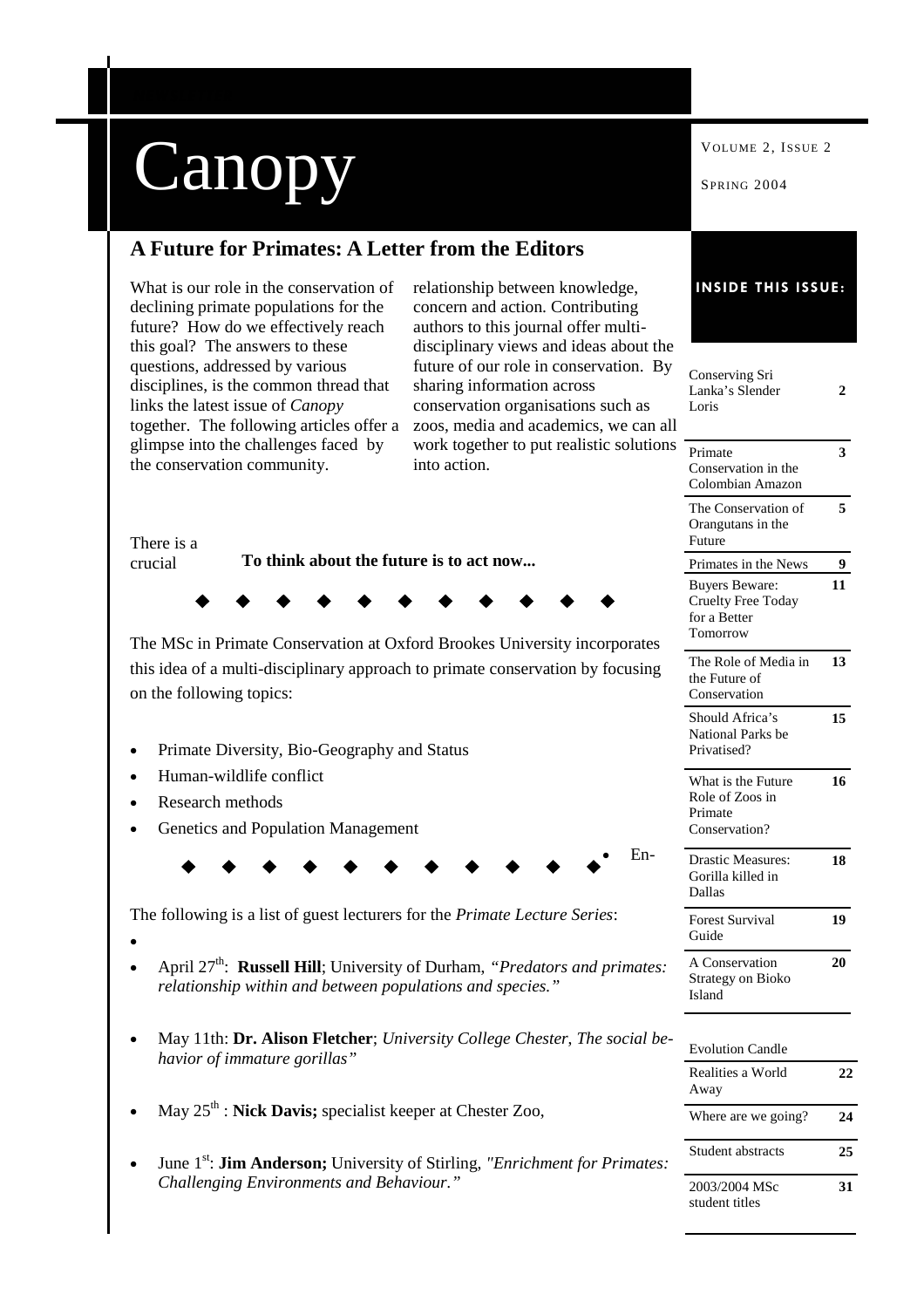# Canopy

Volume 2, Issue 2

Spring 2004

## A Future for Primates: A Letter from the Editors

What is our role in the conservation of declining primate populations for the future? How do we effectively reach this goal? The answers to these questions, addressed by various disciplines, is the common thread that links the latest issue of *Canopy* together. The following articles offer a glimpse into the challenges faced by the conservation community.

There is a crucial relationship between knowledge, concern and action. Contributing authors to this journal offer multi-disciplinary views and ideas about the future of our role in conservation. By sharing information across conservation organisations such as zoos, media and academics, we can all work together to put realistic solutions into action.

**To think about the future is to act now...**

◆ ◆ ◆ ◆ ◆ ◆ ◆ ◆ ◆ ◆ ◆

The MSc in Primate Conservation at Oxford Brookes University incorporates this idea of a multi-disciplinary approach to primate conservation by focusing on the following topics:

- Primate Diversity, Bio-Geography and Status
- Human-wildlife conflict
- Research methods
- Genetics and Population Management
- En-

◆ ◆ ◆ ◆ ◆ ◆ ◆ ◆ ◆ ◆ ◆

The following is a list of guest lecturers for the *Primate Lecture Series*:

- April 27th: **Russell Hill**; University of Durham, *"Predators and primates: relationship within and between populations and species."*
- May 11th: **Dr. Alison Fletcher**; *University College Chester, The social behavior of immature gorillas"*
- May 25th : **Nick Davis;** specialist keeper at Chester Zoo,
- June 1st: **Jim Anderson;** University of Stirling, *"Enrichment for Primates: Challenging Environments and Behaviour."*

### Inside this issue:

| Article | Page |
|---|---|
| Conserving Sri Lanka's Slender Loris | 2 |
| Primate Conservation in the Colombian Amazon | 3 |
| The Conservation of Orangutans in the Future | 5 |
| Primates in the News | 9 |
| Buyers Beware: Cruelty Free Today for a Better Tomorrow | 11 |
| The Role of Media in the Future of Conservation | 13 |
| Should Africa's National Parks be Privatised? | 15 |
| What is the Future Role of Zoos in Primate Conservation? | 16 |
| Drastic Measures: Gorilla killed in Dallas | 18 |
| Forest Survival Guide | 19 |
| A Conservation Strategy on Bioko Island | 20 |
| Evolution Candle | |
| Realities a World Away | 22 |
| Where are we going? | 24 |
| Student abstracts | 25 |
| 2003/2004 MSc student titles | 31 |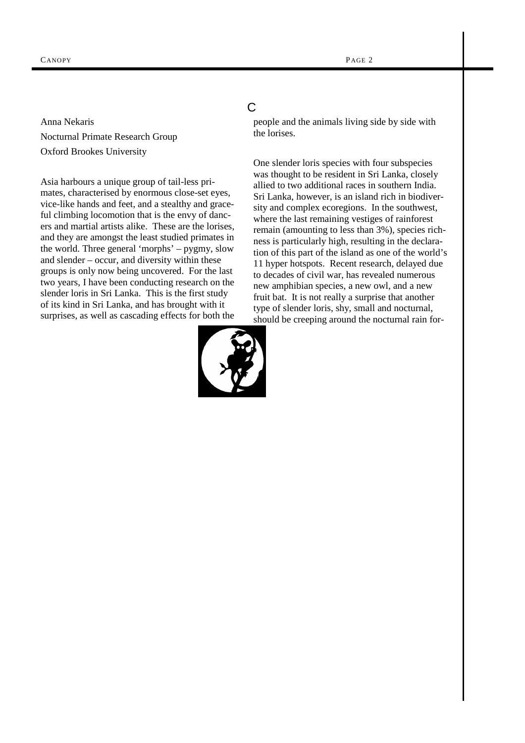Anna Nekaris

Nocturnal Primate Research Group

Oxford Brookes University

Asia harbours a unique group of tail-less primates, characterised by enormous close-set eyes, vice-like hands and feet, and a stealthy and graceful climbing locomotion that is the envy of dancers and martial artists alike. These are the lorises, and they are amongst the least studied primates in the world. Three general 'morphs' – pygmy, slow and slender – occur, and diversity within these groups is only now being uncovered. For the last two years, I have been conducting research on the slender loris in Sri Lanka. This is the first study of its kind in Sri Lanka, and has brought with it surprises, as well as cascading effects for both the people and the animals living side by side with the lorises.

One slender loris species with four subspecies was thought to be resident in Sri Lanka, closely allied to two additional races in southern India. Sri Lanka, however, is an island rich in biodiversity and complex ecoregions. In the southwest, where the last remaining vestiges of rainforest remain (amounting to less than 3%), species richness is particularly high, resulting in the declaration of this part of the island as one of the world's 11 hyper hotspots. Recent research, delayed due to decades of civil war, has revealed numerous new amphibian species, a new owl, and a new fruit bat. It is not really a surprise that another type of slender loris, shy, small and nocturnal, should be creeping around the nocturnal rain for-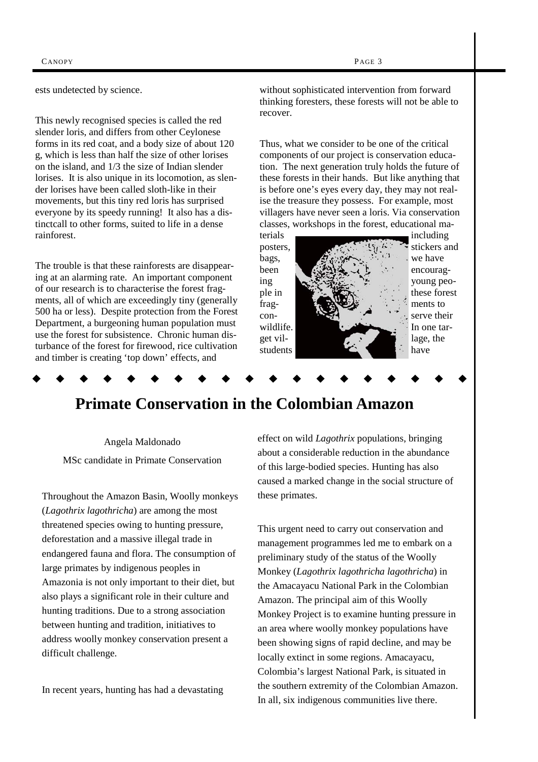ests undetected by science.

This newly recognised species is called the red slender loris, and differs from other Ceylonese forms in its red coat, and a body size of about 120 g, which is less than half the size of other lorises on the island, and 1/3 the size of Indian slender lorises. It is also unique in its locomotion, as slender lorises have been called sloth-like in their movements, but this tiny red loris has surprised everyone by its speedy running! It also has a distinctcall to other forms, suited to life in a dense rainforest.

The trouble is that these rainforests are disappearing at an alarming rate. An important component of our research is to characterise the forest fragments, all of which are exceedingly tiny (generally 500 ha or less). Despite protection from the Forest Department, a burgeoning human population must use the forest for subsistence. Chronic human disturbance of the forest for firewood, rice cultivation and timber is creating 'top down' effects, and without sophisticated intervention from forward thinking foresters, these forests will not be able to recover.

Thus, what we consider to be one of the critical components of our project is conservation education. The next generation truly holds the future of these forests in their hands. But like anything that is before one's eyes every day, they may not realise the treasure they possess. For example, most villagers have never seen a loris. Via conservation classes, workshops in the forest, educational materials including posters, stickers and bags, we have been encouraging young people in these forest fragments to conserve their wildlife. In one target village, the students have

# Primate Conservation in the Colombian Amazon

Angela Maldonado

MSc candidate in Primate Conservation

Throughout the Amazon Basin, Woolly monkeys (*Lagothrix lagothricha*) are among the most threatened species owing to hunting pressure, deforestation and a massive illegal trade in endangered fauna and flora. The consumption of large primates by indigenous peoples in Amazonia is not only important to their diet, but also plays a significant role in their culture and hunting traditions. Due to a strong association between hunting and tradition, initiatives to address woolly monkey conservation present a difficult challenge.

In recent years, hunting has had a devastating effect on wild *Lagothrix* populations, bringing about a considerable reduction in the abundance of this large-bodied species. Hunting has also caused a marked change in the social structure of these primates.

This urgent need to carry out conservation and management programmes led me to embark on a preliminary study of the status of the Woolly Monkey (*Lagothrix lagothricha lagothricha*) in the Amacayacu National Park in the Colombian Amazon. The principal aim of this Woolly Monkey Project is to examine hunting pressure in an area where woolly monkey populations have been showing signs of rapid decline, and may be locally extinct in some regions. Amacayacu, Colombia's largest National Park, is situated in the southern extremity of the Colombian Amazon. In all, six indigenous communities live there.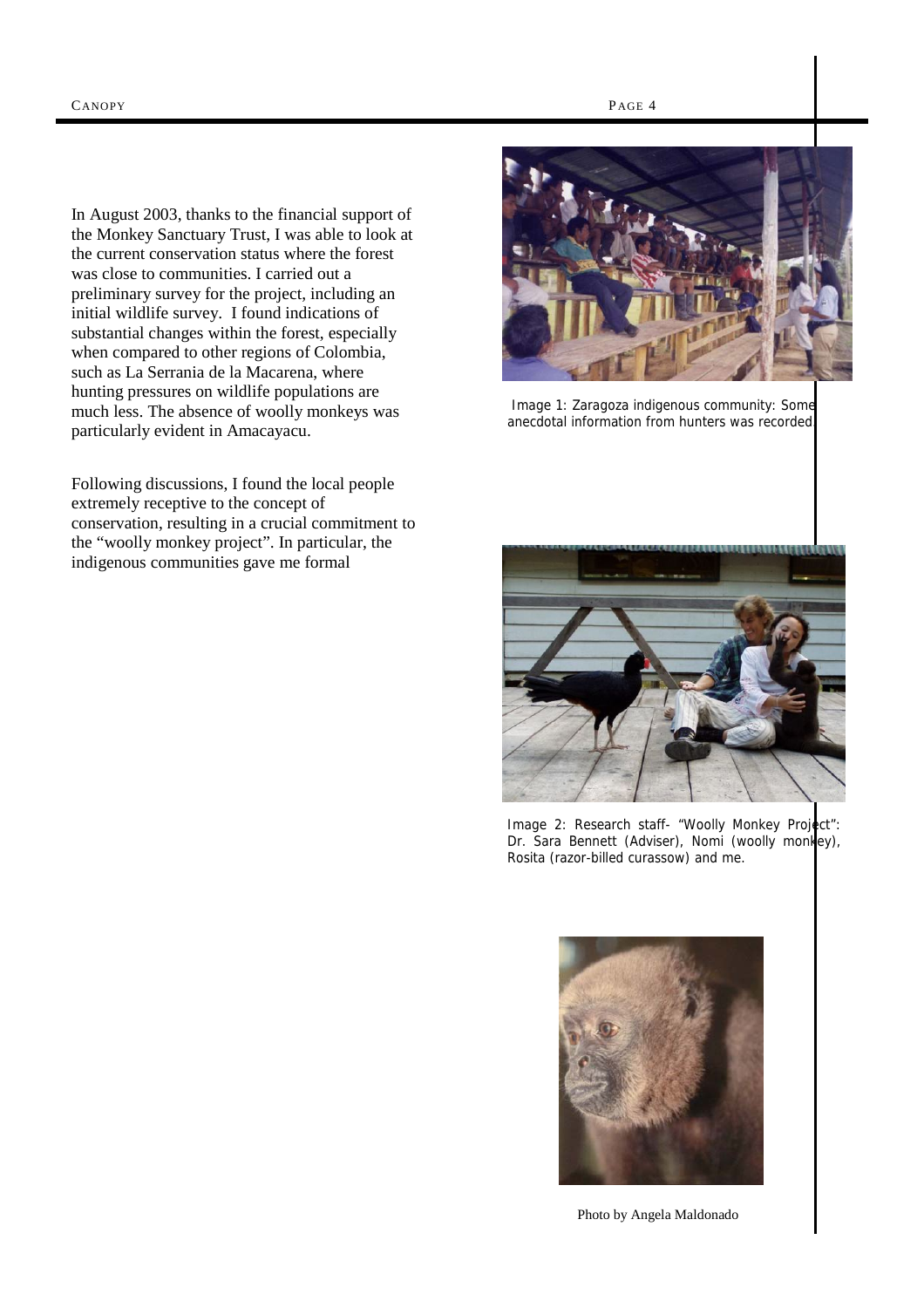In August 2003, thanks to the financial support of the Monkey Sanctuary Trust, I was able to look at the current conservation status where the forest was close to communities. I carried out a preliminary survey for the project, including an initial wildlife survey. I found indications of substantial changes within the forest, especially when compared to other regions of Colombia, such as La Serrania de la Macarena, where hunting pressures on wildlife populations are much less. The absence of woolly monkeys was particularly evident in Amacayacu.

Following discussions, I found the local people extremely receptive to the concept of conservation, resulting in a crucial commitment to the "woolly monkey project". In particular, the indigenous communities gave me formal

Image 1: Zaragoza indigenous community: Some anecdotal information from hunters was recorded.

Image 2: Research staff- "Woolly Monkey Project": Dr. Sara Bennett (Adviser), Nomi (woolly monkey), Rosita (razor-billed curassow) and me.

Photo by Angela Maldonado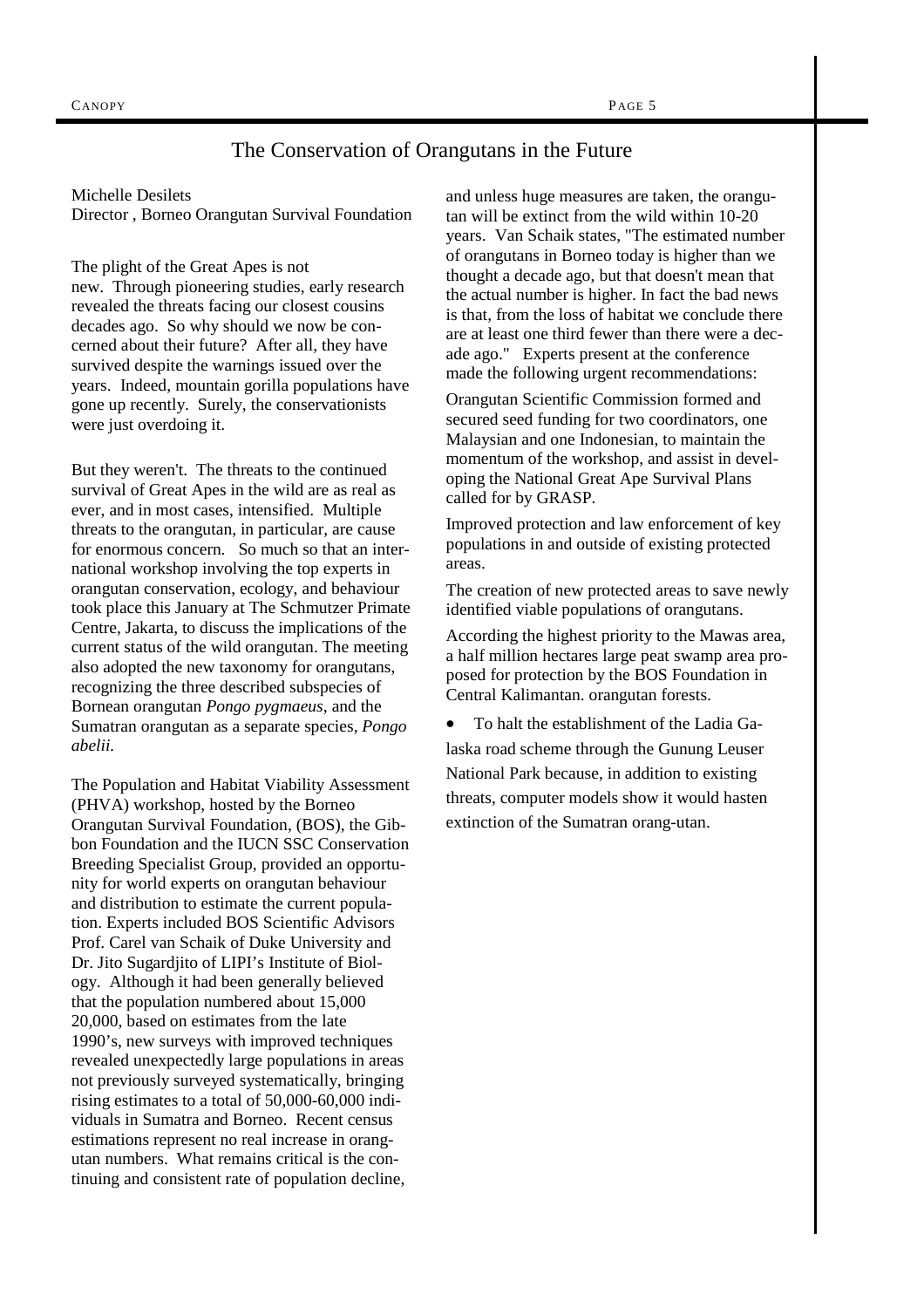# The Conservation of Orangutans in the Future

Michelle Desilets
Director , Borneo Orangutan Survival Foundation

The plight of the Great Apes is not new. Through pioneering studies, early research revealed the threats facing our closest cousins decades ago. So why should we now be concerned about their future? After all, they have survived despite the warnings issued over the years. Indeed, mountain gorilla populations have gone up recently. Surely, the conservationists were just overdoing it.

But they weren't. The threats to the continued survival of Great Apes in the wild are as real as ever, and in most cases, intensified. Multiple threats to the orangutan, in particular, are cause for enormous concern. So much so that an international workshop involving the top experts in orangutan conservation, ecology, and behaviour took place this January at The Schmutzer Primate Centre, Jakarta, to discuss the implications of the current status of the wild orangutan. The meeting also adopted the new taxonomy for orangutans, recognizing the three described subspecies of Bornean orangutan *Pongo pygmaeus*, and the Sumatran orangutan as a separate species, *Pongo abelii.*

The Population and Habitat Viability Assessment (PHVA) workshop, hosted by the Borneo Orangutan Survival Foundation, (BOS), the Gibbon Foundation and the IUCN SSC Conservation Breeding Specialist Group, provided an opportunity for world experts on orangutan behaviour and distribution to estimate the current population. Experts included BOS Scientific Advisors Prof. Carel van Schaik of Duke University and Dr. Jito Sugardjito of LIPI's Institute of Biology. Although it had been generally believed that the population numbered about 15,000 20,000, based on estimates from the late 1990's, new surveys with improved techniques revealed unexpectedly large populations in areas not previously surveyed systematically, bringing rising estimates to a total of 50,000-60,000 individuals in Sumatra and Borneo. Recent census estimations represent no real increase in orangutan numbers. What remains critical is the continuing and consistent rate of population decline, and unless huge measures are taken, the orangutan will be extinct from the wild within 10-20 years. Van Schaik states, "The estimated number of orangutans in Borneo today is higher than we thought a decade ago, but that doesn't mean that the actual number is higher. In fact the bad news is that, from the loss of habitat we conclude there are at least one third fewer than there were a decade ago." Experts present at the conference made the following urgent recommendations:

Orangutan Scientific Commission formed and secured seed funding for two coordinators, one Malaysian and one Indonesian, to maintain the momentum of the workshop, and assist in developing the National Great Ape Survival Plans called for by GRASP.

Improved protection and law enforcement of key populations in and outside of existing protected areas.

The creation of new protected areas to save newly identified viable populations of orangutans.

According the highest priority to the Mawas area, a half million hectares large peat swamp area proposed for protection by the BOS Foundation in Central Kalimantan. orangutan forests.

- To halt the establishment of the Ladia Galaska road scheme through the Gunung Leuser National Park because, in addition to existing threats, computer models show it would hasten extinction of the Sumatran orang-utan.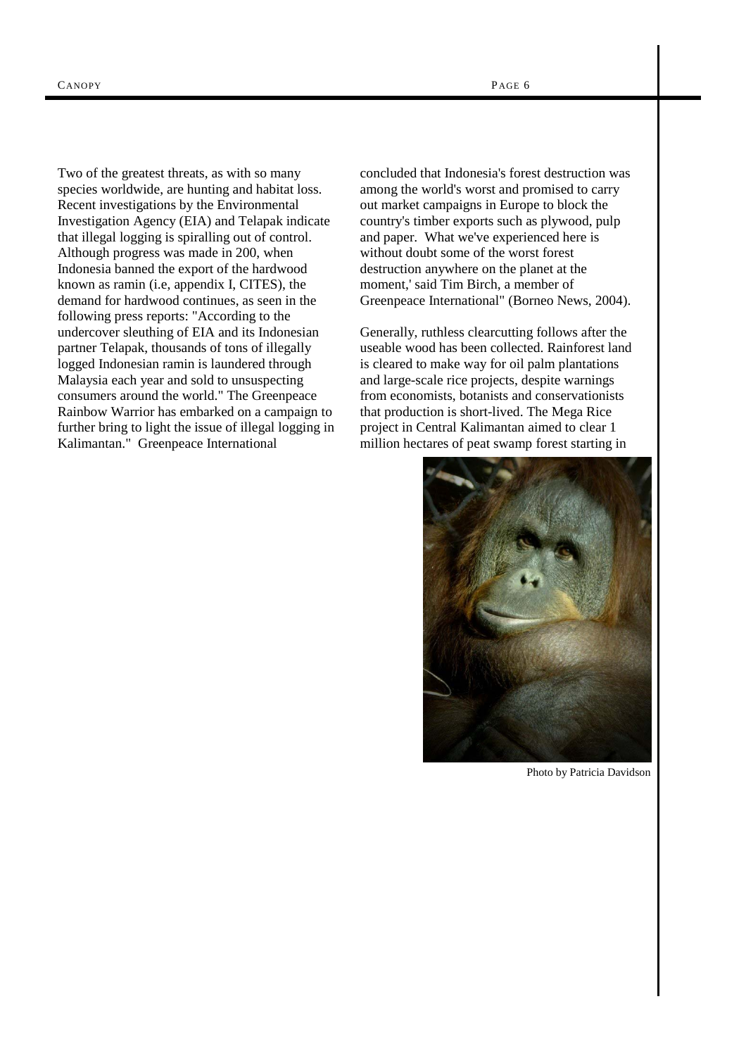Two of the greatest threats, as with so many species worldwide, are hunting and habitat loss. Recent investigations by the Environmental Investigation Agency (EIA) and Telapak indicate that illegal logging is spiralling out of control. Although progress was made in 200, when Indonesia banned the export of the hardwood known as ramin (i.e, appendix I, CITES), the demand for hardwood continues, as seen in the following press reports: "According to the undercover sleuthing of EIA and its Indonesian partner Telapak, thousands of tons of illegally logged Indonesian ramin is laundered through Malaysia each year and sold to unsuspecting consumers around the world." The Greenpeace Rainbow Warrior has embarked on a campaign to further bring to light the issue of illegal logging in Kalimantan." Greenpeace International concluded that Indonesia's forest destruction was among the world's worst and promised to carry out market campaigns in Europe to block the country's timber exports such as plywood, pulp and paper. What we've experienced here is without doubt some of the worst forest destruction anywhere on the planet at the moment,' said Tim Birch, a member of Greenpeace International" (Borneo News, 2004).

Generally, ruthless clearcutting follows after the useable wood has been collected. Rainforest land is cleared to make way for oil palm plantations and large-scale rice projects, despite warnings from economists, botanists and conservationists that production is short-lived. The Mega Rice project in Central Kalimantan aimed to clear 1 million hectares of peat swamp forest starting in

Photo by Patricia Davidson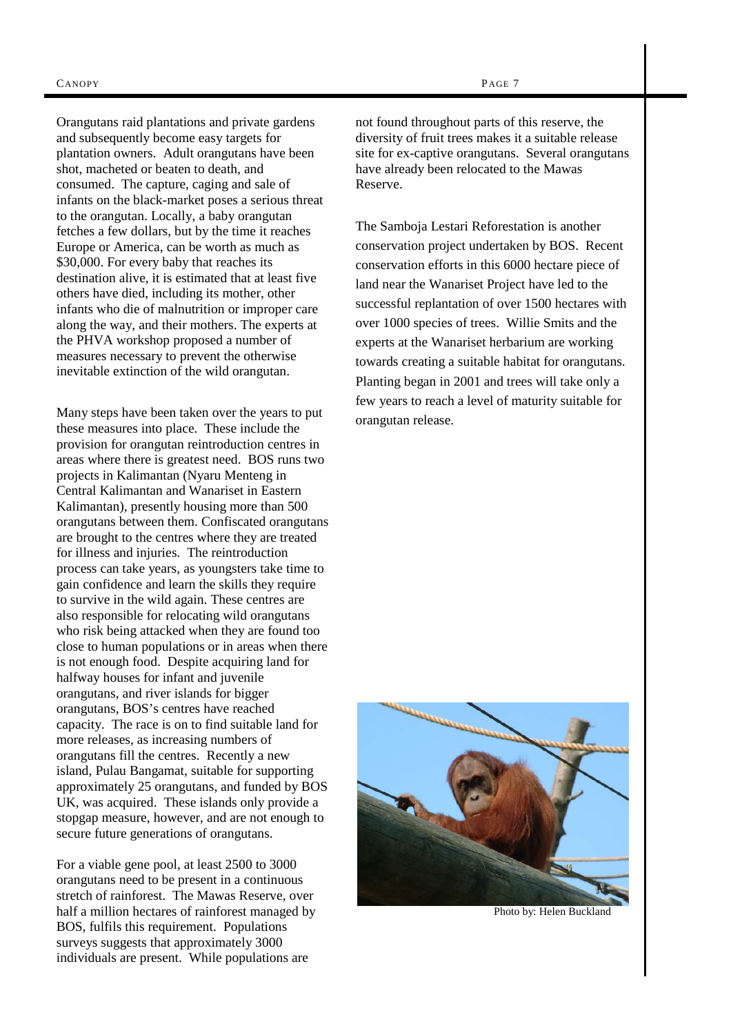Orangutans raid plantations and private gardens and subsequently become easy targets for plantation owners. Adult orangutans have been shot, macheted or beaten to death, and consumed. The capture, caging and sale of infants on the black-market poses a serious threat to the orangutan. Locally, a baby orangutan fetches a few dollars, but by the time it reaches Europe or America, can be worth as much as \$30,000. For every baby that reaches its destination alive, it is estimated that at least five others have died, including its mother, other infants who die of malnutrition or improper care along the way, and their mothers. The experts at the PHVA workshop proposed a number of measures necessary to prevent the otherwise inevitable extinction of the wild orangutan.

Many steps have been taken over the years to put these measures into place. These include the provision for orangutan reintroduction centres in areas where there is greatest need. BOS runs two projects in Kalimantan (Nyaru Menteng in Central Kalimantan and Wanariset in Eastern Kalimantan), presently housing more than 500 orangutans between them. Confiscated orangutans are brought to the centres where they are treated for illness and injuries. The reintroduction process can take years, as youngsters take time to gain confidence and learn the skills they require to survive in the wild again. These centres are also responsible for relocating wild orangutans who risk being attacked when they are found too close to human populations or in areas when there is not enough food. Despite acquiring land for halfway houses for infant and juvenile orangutans, and river islands for bigger orangutans, BOS's centres have reached capacity. The race is on to find suitable land for more releases, as increasing numbers of orangutans fill the centres. Recently a new island, Pulau Bangamat, suitable for supporting approximately 25 orangutans, and funded by BOS UK, was acquired. These islands only provide a stopgap measure, however, and are not enough to secure future generations of orangutans.

For a viable gene pool, at least 2500 to 3000 orangutans need to be present in a continuous stretch of rainforest. The Mawas Reserve, over half a million hectares of rainforest managed by BOS, fulfils this requirement. Populations surveys suggests that approximately 3000 individuals are present. While populations are not found throughout parts of this reserve, the diversity of fruit trees makes it a suitable release site for ex-captive orangutans. Several orangutans have already been relocated to the Mawas Reserve.

The Samboja Lestari Reforestation is another conservation project undertaken by BOS. Recent conservation efforts in this 6000 hectare piece of land near the Wanariset Project have led to the successful replantation of over 1500 hectares with over 1000 species of trees. Willie Smits and the experts at the Wanariset herbarium are working towards creating a suitable habitat for orangutans. Planting began in 2001 and trees will take only a few years to reach a level of maturity suitable for orangutan release.

Photo by: Helen Buckland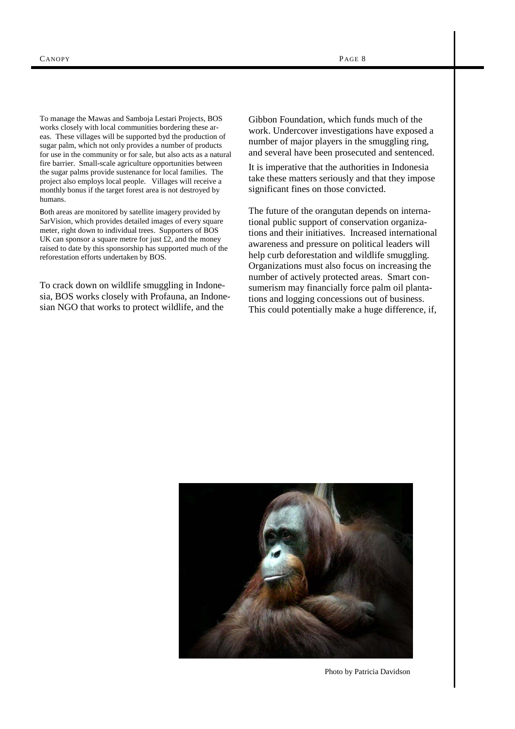To manage the Mawas and Samboja Lestari Projects, BOS works closely with local communities bordering these areas. These villages will be supported byd the production of sugar palm, which not only provides a number of products for use in the community or for sale, but also acts as a natural fire barrier. Small-scale agriculture opportunities between the sugar palms provide sustenance for local families. The project also employs local people. Villages will receive a monthly bonus if the target forest area is not destroyed by humans.

Both areas are monitored by satellite imagery provided by SarVision, which provides detailed images of every square meter, right down to individual trees. Supporters of BOS UK can sponsor a square metre for just £2, and the money raised to date by this sponsorship has supported much of the reforestation efforts undertaken by BOS.

To crack down on wildlife smuggling in Indonesia, BOS works closely with Profauna, an Indonesian NGO that works to protect wildlife, and the Gibbon Foundation, which funds much of the work. Undercover investigations have exposed a number of major players in the smuggling ring, and several have been prosecuted and sentenced.

It is imperative that the authorities in Indonesia take these matters seriously and that they impose significant fines on those convicted.

The future of the orangutan depends on international public support of conservation organizations and their initiatives. Increased international awareness and pressure on political leaders will help curb deforestation and wildlife smuggling. Organizations must also focus on increasing the number of actively protected areas. Smart consumerism may financially force palm oil plantations and logging concessions out of business. This could potentially make a huge difference, if,

Photo by Patricia Davidson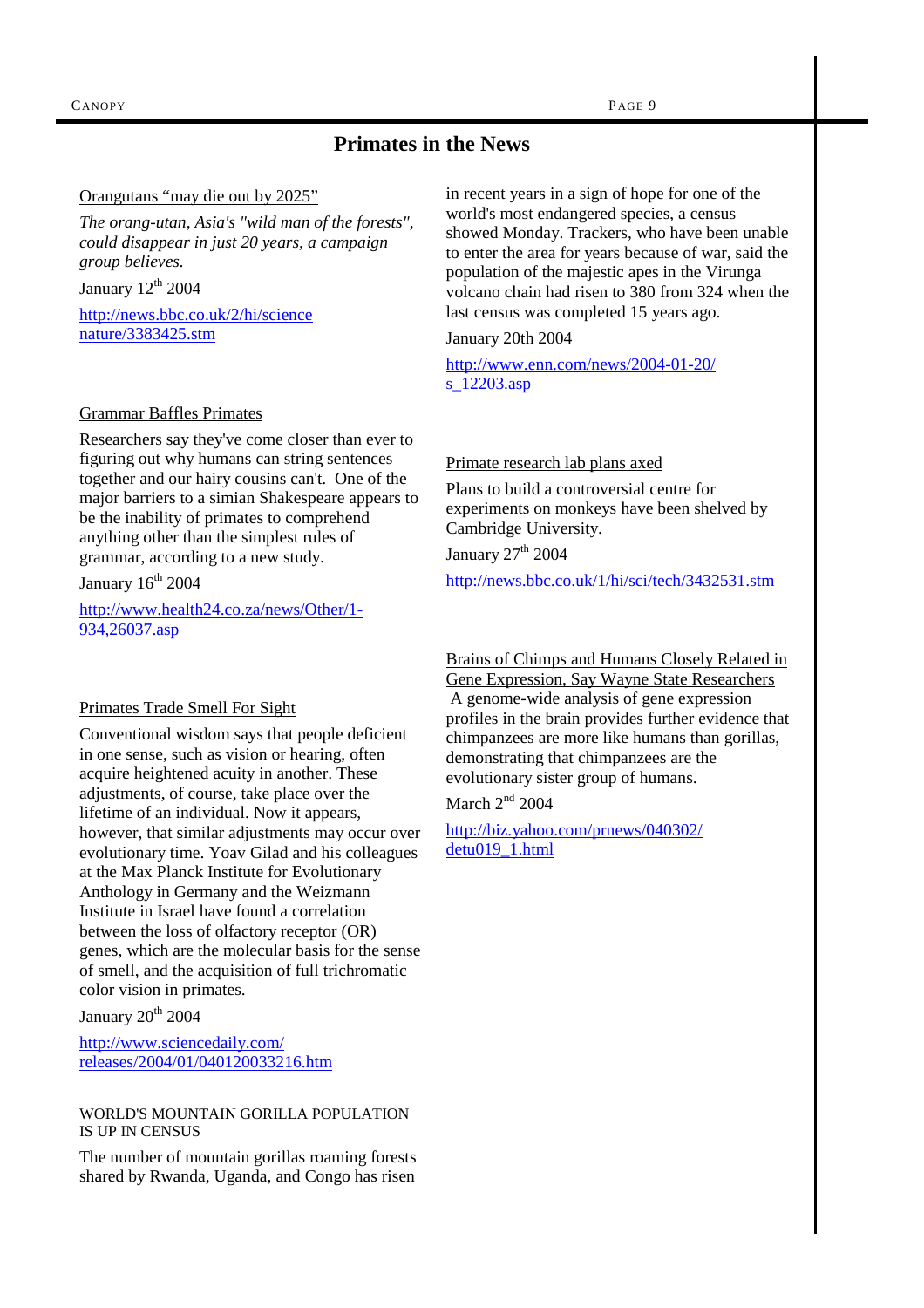# Primates in the News

Orangutans "may die out by 2025"

*The orang-utan, Asia's "wild man of the forests", could disappear in just 20 years, a campaign group believes.*

January 12th 2004

http://news.bbc.co.uk/2/hi/science nature/3383425.stm

Grammar Baffles Primates

Researchers say they've come closer than ever to figuring out why humans can string sentences together and our hairy cousins can't. One of the major barriers to a simian Shakespeare appears to be the inability of primates to comprehend anything other than the simplest rules of grammar, according to a new study.

January 16th 2004

http://www.health24.co.za/news/Other/1-934,26037.asp

Primates Trade Smell For Sight

Conventional wisdom says that people deficient in one sense, such as vision or hearing, often acquire heightened acuity in another. These adjustments, of course, take place over the lifetime of an individual. Now it appears, however, that similar adjustments may occur over evolutionary time. Yoav Gilad and his colleagues at the Max Planck Institute for Evolutionary Anthology in Germany and the Weizmann Institute in Israel have found a correlation between the loss of olfactory receptor (OR) genes, which are the molecular basis for the sense of smell, and the acquisition of full trichromatic color vision in primates.

January 20th 2004

http://www.sciencedaily.com/releases/2004/01/040120033216.htm

WORLD'S MOUNTAIN GORILLA POPULATION IS UP IN CENSUS

The number of mountain gorillas roaming forests shared by Rwanda, Uganda, and Congo has risen in recent years in a sign of hope for one of the world's most endangered species, a census showed Monday. Trackers, who have been unable to enter the area for years because of war, said the population of the majestic apes in the Virunga volcano chain had risen to 380 from 324 when the last census was completed 15 years ago.

January 20th 2004

http://www.enn.com/news/2004-01-20/s_12203.asp

Primate research lab plans axed

Plans to build a controversial centre for experiments on monkeys have been shelved by Cambridge University.

January 27th 2004

http://news.bbc.co.uk/1/hi/sci/tech/3432531.stm

Brains of Chimps and Humans Closely Related in Gene Expression, Say Wayne State Researchers

A genome-wide analysis of gene expression profiles in the brain provides further evidence that chimpanzees are more like humans than gorillas, demonstrating that chimpanzees are the evolutionary sister group of humans.

March 2nd 2004

http://biz.yahoo.com/prnews/040302/detu019_1.html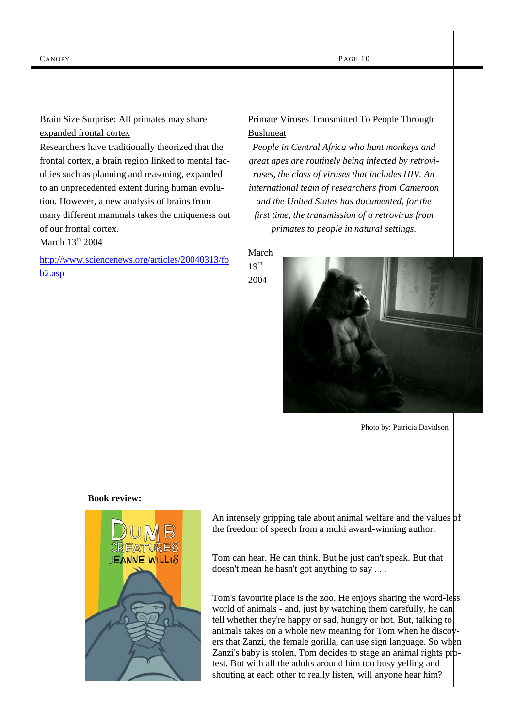Brain Size Surprise: All primates may share expanded frontal cortex

Researchers have traditionally theorized that the frontal cortex, a brain region linked to mental faculties such as planning and reasoning, expanded to an unprecedented extent during human evolution. However, a new analysis of brains from many different mammals takes the uniqueness out of our frontal cortex.

March 13th 2004

http://www.sciencenews.org/articles/20040313/fob2.asp

Primate Viruses Transmitted To People Through Bushmeat

*People in Central Africa who hunt monkeys and great apes are routinely being infected by retroviruses, the class of viruses that includes HIV. An international team of researchers from Cameroon and the United States has documented, for the first time, the transmission of a retrovirus from primates to people in natural settings.*

March 19th 2004

Photo by: Patricia Davidson

**Book review:**

An intensely gripping tale about animal welfare and the values of the freedom of speech from a multi award-winning author.

Tom can hear. He can think. But he just can't speak. But that doesn't mean he hasn't got anything to say . . .

Tom's favourite place is the zoo. He enjoys sharing the word-less world of animals - and, just by watching them carefully, he can tell whether they're happy or sad, hungry or hot. But, talking to animals takes on a whole new meaning for Tom when he discovers that Zanzi, the female gorilla, can use sign language. So when Zanzi's baby is stolen, Tom decides to stage an animal rights protest. But with all the adults around him too busy yelling and shouting at each other to really listen, will anyone hear him?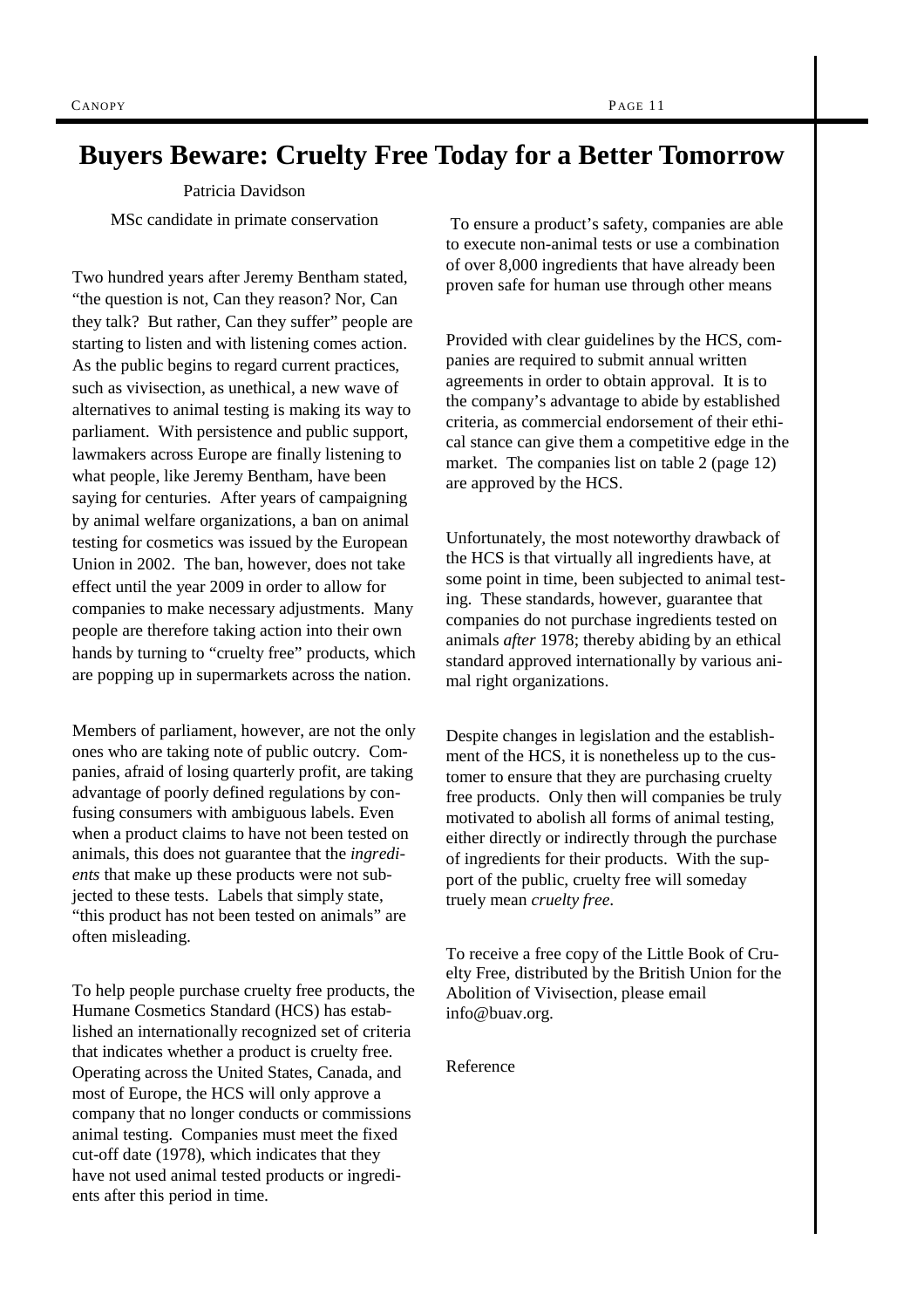# Buyers Beware: Cruelty Free Today for a Better Tomorrow

Patricia Davidson

MSc candidate in primate conservation

Two hundred years after Jeremy Bentham stated, "the question is not, Can they reason? Nor, Can they talk? But rather, Can they suffer" people are starting to listen and with listening comes action. As the public begins to regard current practices, such as vivisection, as unethical, a new wave of alternatives to animal testing is making its way to parliament. With persistence and public support, lawmakers across Europe are finally listening to what people, like Jeremy Bentham, have been saying for centuries. After years of campaigning by animal welfare organizations, a ban on animal testing for cosmetics was issued by the European Union in 2002. The ban, however, does not take effect until the year 2009 in order to allow for companies to make necessary adjustments. Many people are therefore taking action into their own hands by turning to "cruelty free" products, which are popping up in supermarkets across the nation.

Members of parliament, however, are not the only ones who are taking note of public outcry. Companies, afraid of losing quarterly profit, are taking advantage of poorly defined regulations by confusing consumers with ambiguous labels. Even when a product claims to have not been tested on animals, this does not guarantee that the *ingredients* that make up these products were not subjected to these tests. Labels that simply state, "this product has not been tested on animals" are often misleading.

To help people purchase cruelty free products, the Humane Cosmetics Standard (HCS) has established an internationally recognized set of criteria that indicates whether a product is cruelty free. Operating across the United States, Canada, and most of Europe, the HCS will only approve a company that no longer conducts or commissions animal testing. Companies must meet the fixed cut-off date (1978), which indicates that they have not used animal tested products or ingredients after this period in time.

To ensure a product's safety, companies are able to execute non-animal tests or use a combination of over 8,000 ingredients that have already been proven safe for human use through other means

Provided with clear guidelines by the HCS, companies are required to submit annual written agreements in order to obtain approval. It is to the company's advantage to abide by established criteria, as commercial endorsement of their ethical stance can give them a competitive edge in the market. The companies list on table 2 (page 12) are approved by the HCS.

Unfortunately, the most noteworthy drawback of the HCS is that virtually all ingredients have, at some point in time, been subjected to animal testing. These standards, however, guarantee that companies do not purchase ingredients tested on animals *after* 1978; thereby abiding by an ethical standard approved internationally by various animal right organizations.

Despite changes in legislation and the establishment of the HCS, it is nonetheless up to the customer to ensure that they are purchasing cruelty free products. Only then will companies be truly motivated to abolish all forms of animal testing, either directly or indirectly through the purchase of ingredients for their products. With the support of the public, cruelty free will someday truely mean *cruelty free*.

To receive a free copy of the Little Book of Cruelty Free, distributed by the British Union for the Abolition of Vivisection, please email info@buav.org.

Reference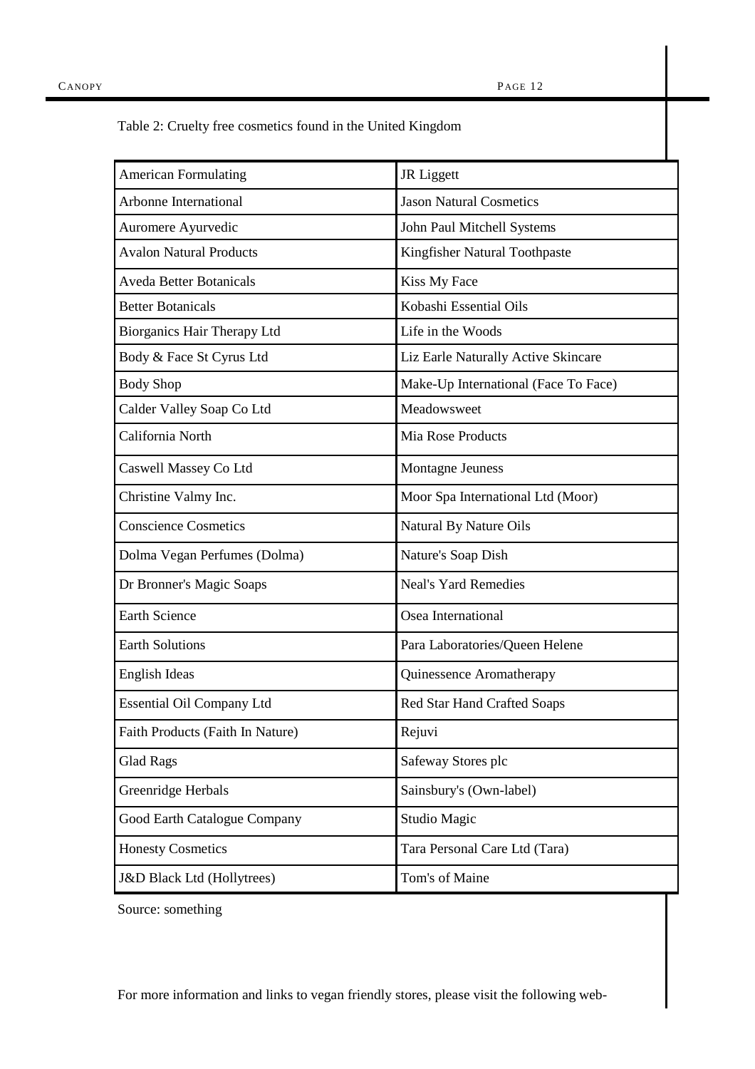Table 2: Cruelty free cosmetics found in the United Kingdom

| | |
|---|---|
| American Formulating | JR Liggett |
| Arbonne International | Jason Natural Cosmetics |
| Auromere Ayurvedic | John Paul Mitchell Systems |
| Avalon Natural Products | Kingfisher Natural Toothpaste |
| Aveda Better Botanicals | Kiss My Face |
| Better Botanicals | Kobashi Essential Oils |
| Biorganics Hair Therapy Ltd | Life in the Woods |
| Body & Face St Cyrus Ltd | Liz Earle Naturally Active Skincare |
| Body Shop | Make-Up International (Face To Face) |
| Calder Valley Soap Co Ltd | Meadowsweet |
| California North | Mia Rose Products |
| Caswell Massey Co Ltd | Montagne Jeuness |
| Christine Valmy Inc. | Moor Spa International Ltd (Moor) |
| Conscience Cosmetics | Natural By Nature Oils |
| Dolma Vegan Perfumes (Dolma) | Nature's Soap Dish |
| Dr Bronner's Magic Soaps | Neal's Yard Remedies |
| Earth Science | Osea International |
| Earth Solutions | Para Laboratories/Queen Helene |
| English Ideas | Quinessence Aromatherapy |
| Essential Oil Company Ltd | Red Star Hand Crafted Soaps |
| Faith Products (Faith In Nature) | Rejuvi |
| Glad Rags | Safeway Stores plc |
| Greenridge Herbals | Sainsbury's (Own-label) |
| Good Earth Catalogue Company | Studio Magic |
| Honesty Cosmetics | Tara Personal Care Ltd (Tara) |
| J&D Black Ltd (Hollytrees) | Tom's of Maine |

Source: something

For more information and links to vegan friendly stores, please visit the following web-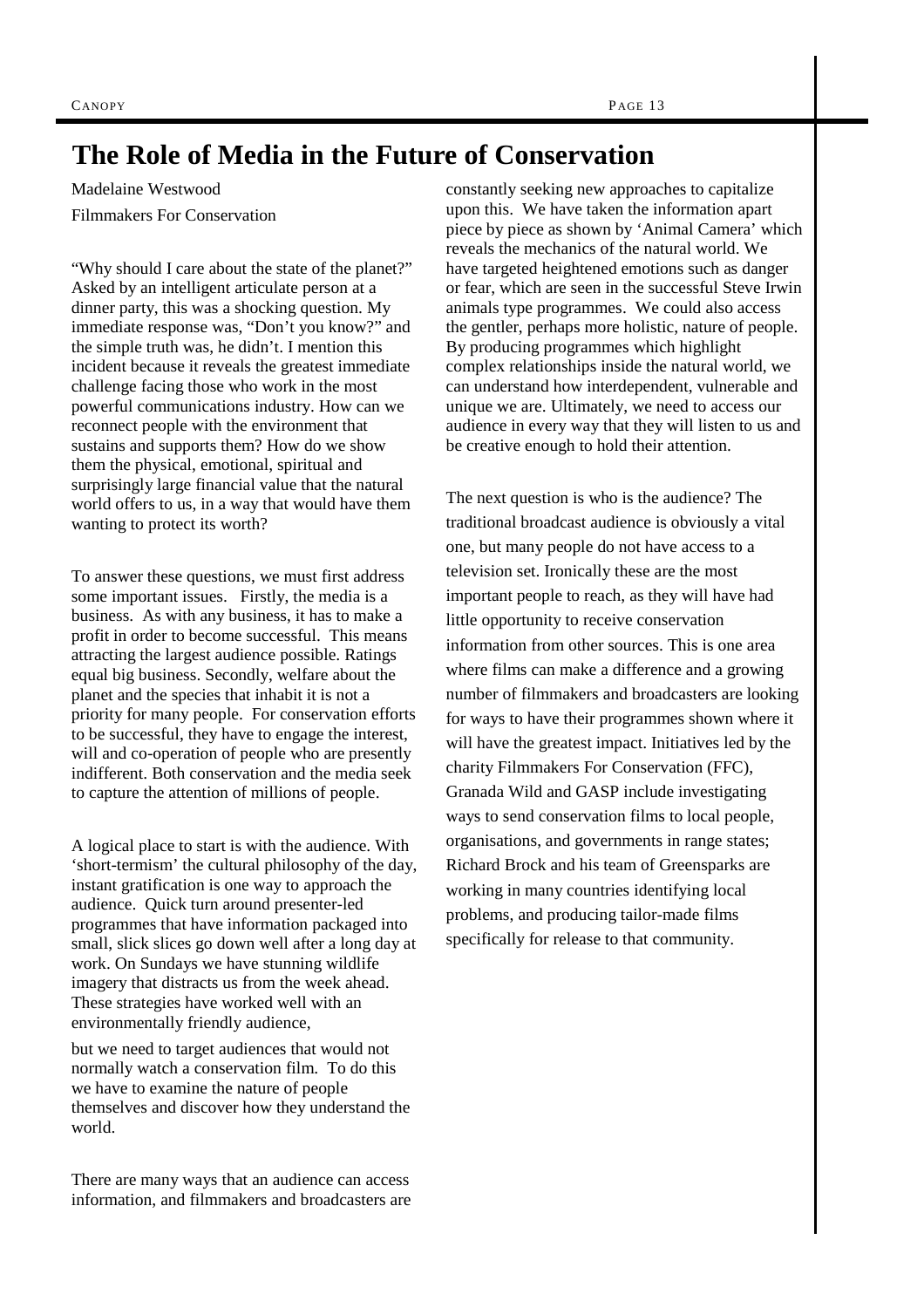# The Role of Media in the Future of Conservation

Madelaine Westwood

Filmmakers For Conservation

"Why should I care about the state of the planet?" Asked by an intelligent articulate person at a dinner party, this was a shocking question. My immediate response was, "Don't you know?" and the simple truth was, he didn't. I mention this incident because it reveals the greatest immediate challenge facing those who work in the most powerful communications industry. How can we reconnect people with the environment that sustains and supports them? How do we show them the physical, emotional, spiritual and surprisingly large financial value that the natural world offers to us, in a way that would have them wanting to protect its worth?

To answer these questions, we must first address some important issues. Firstly, the media is a business. As with any business, it has to make a profit in order to become successful. This means attracting the largest audience possible. Ratings equal big business. Secondly, welfare about the planet and the species that inhabit it is not a priority for many people. For conservation efforts to be successful, they have to engage the interest, will and co-operation of people who are presently indifferent. Both conservation and the media seek to capture the attention of millions of people.

A logical place to start is with the audience. With 'short-termism' the cultural philosophy of the day, instant gratification is one way to approach the audience. Quick turn around presenter-led programmes that have information packaged into small, slick slices go down well after a long day at work. On Sundays we have stunning wildlife imagery that distracts us from the week ahead. These strategies have worked well with an environmentally friendly audience, but we need to target audiences that would not normally watch a conservation film. To do this we have to examine the nature of people themselves and discover how they understand the world.

There are many ways that an audience can access information, and filmmakers and broadcasters are constantly seeking new approaches to capitalize upon this. We have taken the information apart piece by piece as shown by 'Animal Camera' which reveals the mechanics of the natural world. We have targeted heightened emotions such as danger or fear, which are seen in the successful Steve Irwin animals type programmes. We could also access the gentler, perhaps more holistic, nature of people. By producing programmes which highlight complex relationships inside the natural world, we can understand how interdependent, vulnerable and unique we are. Ultimately, we need to access our audience in every way that they will listen to us and be creative enough to hold their attention.

The next question is who is the audience? The traditional broadcast audience is obviously a vital one, but many people do not have access to a television set. Ironically these are the most important people to reach, as they will have had little opportunity to receive conservation information from other sources. This is one area where films can make a difference and a growing number of filmmakers and broadcasters are looking for ways to have their programmes shown where it will have the greatest impact. Initiatives led by the charity Filmmakers For Conservation (FFC), Granada Wild and GASP include investigating ways to send conservation films to local people, organisations, and governments in range states; Richard Brock and his team of Greensparks are working in many countries identifying local problems, and producing tailor-made films specifically for release to that community.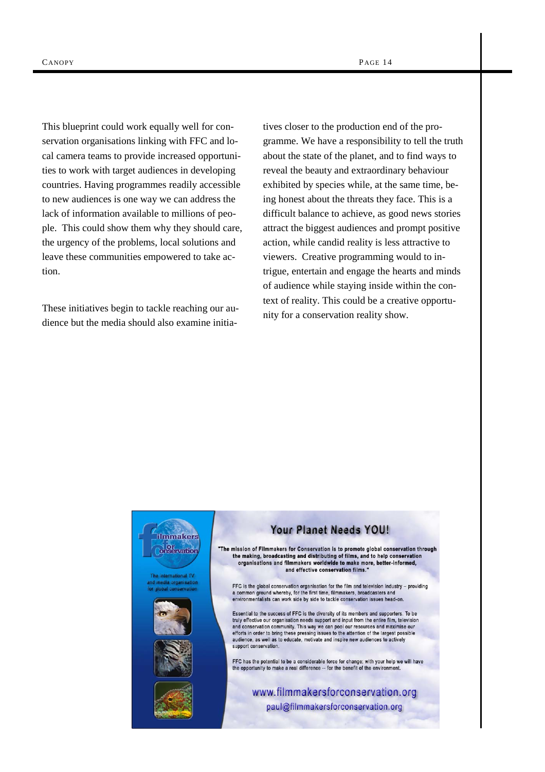This blueprint could work equally well for conservation organisations linking with FFC and local camera teams to provide increased opportunities to work with target audiences in developing countries. Having programmes readily accessible to new audiences is one way we can address the lack of information available to millions of people. This could show them why they should care, the urgency of the problems, local solutions and leave these communities empowered to take action.

These initiatives begin to tackle reaching our audience but the media should also examine initiatives closer to the production end of the programme. We have a responsibility to tell the truth about the state of the planet, and to find ways to reveal the beauty and extraordinary behaviour exhibited by species while, at the same time, being honest about the threats they face. This is a difficult balance to achieve, as good news stories attract the biggest audiences and prompt positive action, while candid reality is less attractive to viewers. Creative programming would to intrigue, entertain and engage the hearts and minds of audience while staying inside within the context of reality. This could be a creative opportunity for a conservation reality show.

**Filmmakers for Conservation**

The international TV and media organisation for global conservation

## Your Planet Needs YOU!

**"The mission of Filmmakers for Conservation is to promote global conservation through the making, broadcasting and distributing of films, and to help conservation organisations and filmmakers worldwide to make more, better-informed, and effective conservation films."**

FFC is the global conservation organisation for the film and television industry – providing a common ground whereby, for the first time, filmmakers, broadcasters and environmentalists can work side by side to tackle conservation issues head-on.

Essential to the success of FFC is the diversity of its members and supporters. To be truly effective our organisation needs support and input from the entire film, television and conservation community. This way we can pool our resources and maximise our efforts in order to bring these pressing issues to the attention of the largest possible audience, as well as to educate, motivate and inspire new audiences to actively support conservation.

FFC has the potential to be a considerable force for change; with your help we will have the opportunity to make a real difference -- for the benefit of the environment.

www.filmmakersforconservation.org

paul@filmmakersforconservation.org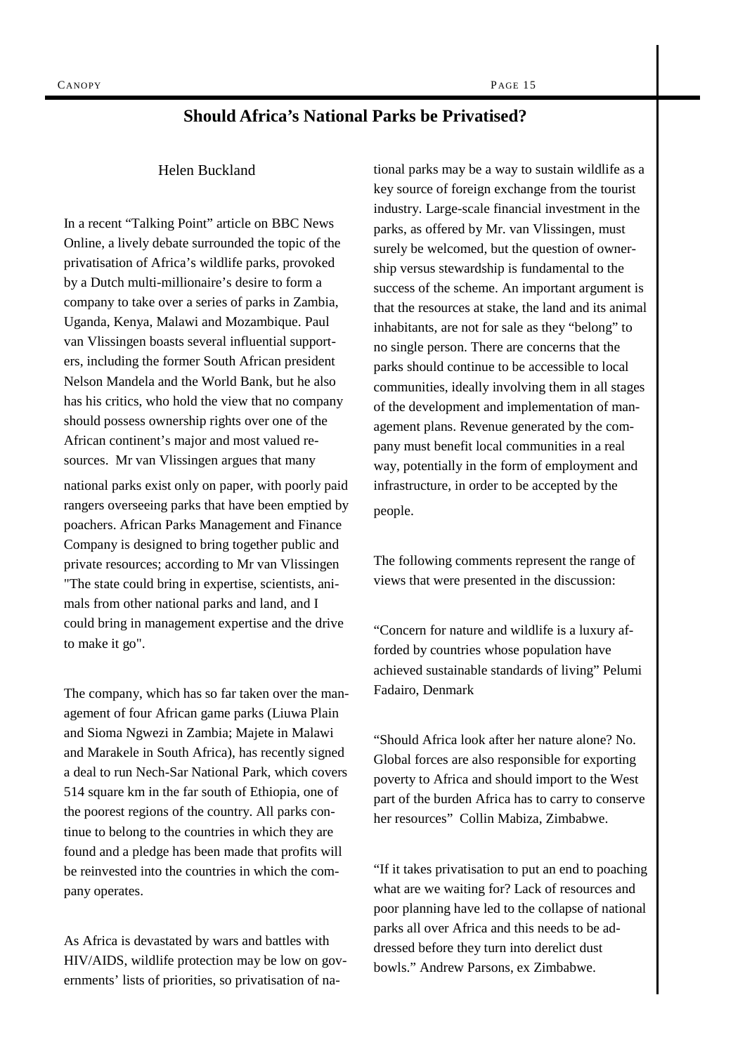## Should Africa's National Parks be Privatised?

Helen Buckland

In a recent "Talking Point" article on BBC News Online, a lively debate surrounded the topic of the privatisation of Africa's wildlife parks, provoked by a Dutch multi-millionaire's desire to form a company to take over a series of parks in Zambia, Uganda, Kenya, Malawi and Mozambique. Paul van Vlissingen boasts several influential supporters, including the former South African president Nelson Mandela and the World Bank, but he also has his critics, who hold the view that no company should possess ownership rights over one of the African continent's major and most valued resources. Mr van Vlissingen argues that many national parks exist only on paper, with poorly paid rangers overseeing parks that have been emptied by poachers. African Parks Management and Finance Company is designed to bring together public and private resources; according to Mr van Vlissingen "The state could bring in expertise, scientists, animals from other national parks and land, and I could bring in management expertise and the drive to make it go".

The company, which has so far taken over the management of four African game parks (Liuwa Plain and Sioma Ngwezi in Zambia; Majete in Malawi and Marakele in South Africa), has recently signed a deal to run Nech-Sar National Park, which covers 514 square km in the far south of Ethiopia, one of the poorest regions of the country. All parks continue to belong to the countries in which they are found and a pledge has been made that profits will be reinvested into the countries in which the company operates.

As Africa is devastated by wars and battles with HIV/AIDS, wildlife protection may be low on governments' lists of priorities, so privatisation of national parks may be a way to sustain wildlife as a key source of foreign exchange from the tourist industry. Large-scale financial investment in the parks, as offered by Mr. van Vlissingen, must surely be welcomed, but the question of ownership versus stewardship is fundamental to the success of the scheme. An important argument is that the resources at stake, the land and its animal inhabitants, are not for sale as they "belong" to no single person. There are concerns that the parks should continue to be accessible to local communities, ideally involving them in all stages of the development and implementation of management plans. Revenue generated by the company must benefit local communities in a real way, potentially in the form of employment and infrastructure, in order to be accepted by the people.

The following comments represent the range of views that were presented in the discussion:

"Concern for nature and wildlife is a luxury afforded by countries whose population have achieved sustainable standards of living" Pelumi Fadairo, Denmark

"Should Africa look after her nature alone? No. Global forces are also responsible for exporting poverty to Africa and should import to the West part of the burden Africa has to carry to conserve her resources" Collin Mabiza, Zimbabwe.

"If it takes privatisation to put an end to poaching what are we waiting for? Lack of resources and poor planning have led to the collapse of national parks all over Africa and this needs to be addressed before they turn into derelict dust bowls." Andrew Parsons, ex Zimbabwe.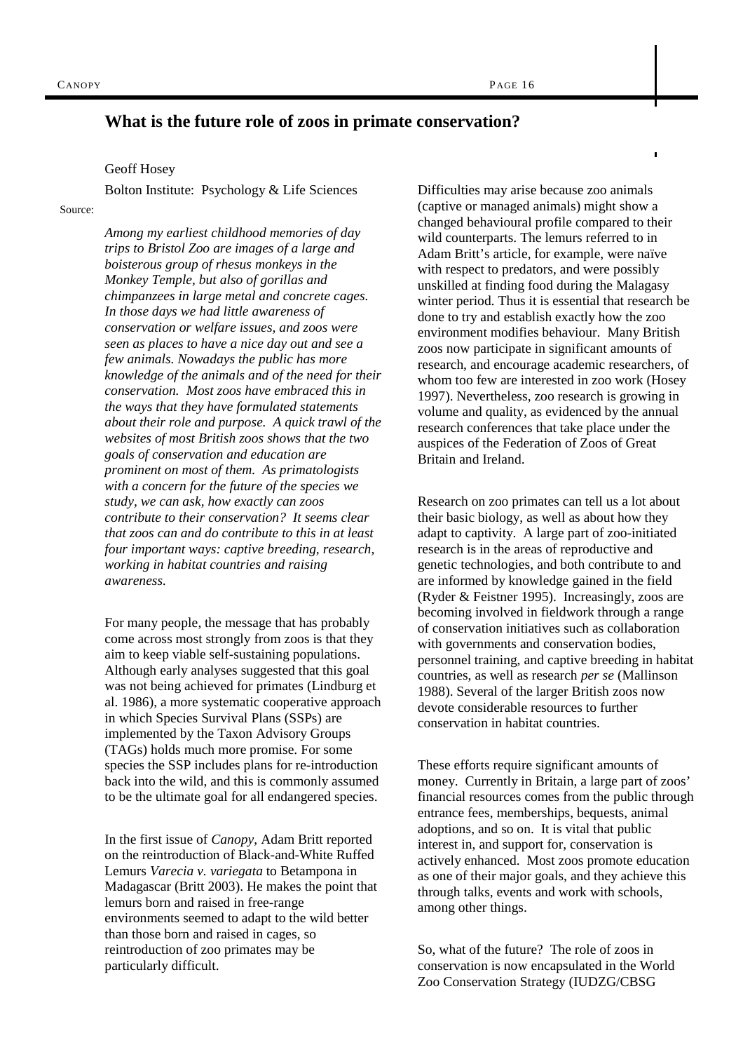## What is the future role of zoos in primate conservation?

Geoff Hosey

Bolton Institute: Psychology & Life Sciences

Source:

*Among my earliest childhood memories of day trips to Bristol Zoo are images of a large and boisterous group of rhesus monkeys in the Monkey Temple, but also of gorillas and chimpanzees in large metal and concrete cages. In those days we had little awareness of conservation or welfare issues, and zoos were seen as places to have a nice day out and see a few animals. Nowadays the public has more knowledge of the animals and of the need for their conservation. Most zoos have embraced this in the ways that they have formulated statements about their role and purpose. A quick trawl of the websites of most British zoos shows that the two goals of conservation and education are prominent on most of them. As primatologists with a concern for the future of the species we study, we can ask, how exactly can zoos contribute to their conservation? It seems clear that zoos can and do contribute to this in at least four important ways: captive breeding, research, working in habitat countries and raising awareness.*

For many people, the message that has probably come across most strongly from zoos is that they aim to keep viable self-sustaining populations. Although early analyses suggested that this goal was not being achieved for primates (Lindburg et al. 1986), a more systematic cooperative approach in which Species Survival Plans (SSPs) are implemented by the Taxon Advisory Groups (TAGs) holds much more promise. For some species the SSP includes plans for re-introduction back into the wild, and this is commonly assumed to be the ultimate goal for all endangered species.

In the first issue of *Canopy*, Adam Britt reported on the reintroduction of Black-and-White Ruffed Lemurs *Varecia v. variegata* to Betampona in Madagascar (Britt 2003). He makes the point that lemurs born and raised in free-range environments seemed to adapt to the wild better than those born and raised in cages, so reintroduction of zoo primates may be particularly difficult.

Difficulties may arise because zoo animals (captive or managed animals) might show a changed behavioural profile compared to their wild counterparts. The lemurs referred to in Adam Britt's article, for example, were naïve with respect to predators, and were possibly unskilled at finding food during the Malagasy winter period. Thus it is essential that research be done to try and establish exactly how the zoo environment modifies behaviour. Many British zoos now participate in significant amounts of research, and encourage academic researchers, of whom too few are interested in zoo work (Hosey 1997). Nevertheless, zoo research is growing in volume and quality, as evidenced by the annual research conferences that take place under the auspices of the Federation of Zoos of Great Britain and Ireland.

Research on zoo primates can tell us a lot about their basic biology, as well as about how they adapt to captivity. A large part of zoo-initiated research is in the areas of reproductive and genetic technologies, and both contribute to and are informed by knowledge gained in the field (Ryder & Feistner 1995). Increasingly, zoos are becoming involved in fieldwork through a range of conservation initiatives such as collaboration with governments and conservation bodies, personnel training, and captive breeding in habitat countries, as well as research *per se* (Mallinson 1988). Several of the larger British zoos now devote considerable resources to further conservation in habitat countries.

These efforts require significant amounts of money. Currently in Britain, a large part of zoos' financial resources comes from the public through entrance fees, memberships, bequests, animal adoptions, and so on. It is vital that public interest in, and support for, conservation is actively enhanced. Most zoos promote education as one of their major goals, and they achieve this through talks, events and work with schools, among other things.

So, what of the future? The role of zoos in conservation is now encapsulated in the World Zoo Conservation Strategy (IUDZG/CBSG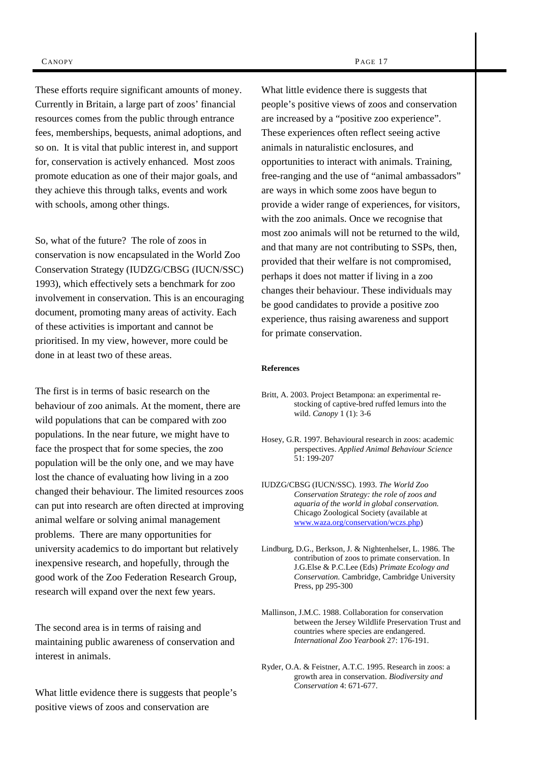These efforts require significant amounts of money. Currently in Britain, a large part of zoos' financial resources comes from the public through entrance fees, memberships, bequests, animal adoptions, and so on. It is vital that public interest in, and support for, conservation is actively enhanced. Most zoos promote education as one of their major goals, and they achieve this through talks, events and work with schools, among other things.

So, what of the future? The role of zoos in conservation is now encapsulated in the World Zoo Conservation Strategy (IUDZG/CBSG (IUCN/SSC) 1993), which effectively sets a benchmark for zoo involvement in conservation. This is an encouraging document, promoting many areas of activity. Each of these activities is important and cannot be prioritised. In my view, however, more could be done in at least two of these areas.

The first is in terms of basic research on the behaviour of zoo animals. At the moment, there are wild populations that can be compared with zoo populations. In the near future, we might have to face the prospect that for some species, the zoo population will be the only one, and we may have lost the chance of evaluating how living in a zoo changed their behaviour. The limited resources zoos can put into research are often directed at improving animal welfare or solving animal management problems. There are many opportunities for university academics to do important but relatively inexpensive research, and hopefully, through the good work of the Zoo Federation Research Group, research will expand over the next few years.

The second area is in terms of raising and maintaining public awareness of conservation and interest in animals.

What little evidence there is suggests that people's positive views of zoos and conservation are

What little evidence there is suggests that people's positive views of zoos and conservation are increased by a "positive zoo experience". These experiences often reflect seeing active animals in naturalistic enclosures, and opportunities to interact with animals. Training, free-ranging and the use of "animal ambassadors" are ways in which some zoos have begun to provide a wider range of experiences, for visitors, with the zoo animals. Once we recognise that most zoo animals will not be returned to the wild, and that many are not contributing to SSPs, then, provided that their welfare is not compromised, perhaps it does not matter if living in a zoo changes their behaviour. These individuals may be good candidates to provide a positive zoo experience, thus raising awareness and support for primate conservation.

**References**

Britt, A. 2003. Project Betampona: an experimental re-stocking of captive-bred ruffed lemurs into the wild. *Canopy* 1 (1): 3-6

Hosey, G.R. 1997. Behavioural research in zoos: academic perspectives. *Applied Animal Behaviour Science* 51: 199-207

IUDZG/CBSG (IUCN/SSC). 1993. *The World Zoo Conservation Strategy: the role of zoos and aquaria of the world in global conservation.* Chicago Zoological Society (available at www.waza.org/conservation/wczs.php)

Lindburg, D.G., Berkson, J. & Nightenhelser, L. 1986. The contribution of zoos to primate conservation. In J.G.Else & P.C.Lee (Eds) *Primate Ecology and Conservation.* Cambridge, Cambridge University Press, pp 295-300

Mallinson, J.M.C. 1988. Collaboration for conservation between the Jersey Wildlife Preservation Trust and countries where species are endangered. *International Zoo Yearbook* 27: 176-191.

Ryder, O.A. & Feistner, A.T.C. 1995. Research in zoos: a growth area in conservation. *Biodiversity and Conservation* 4: 671-677.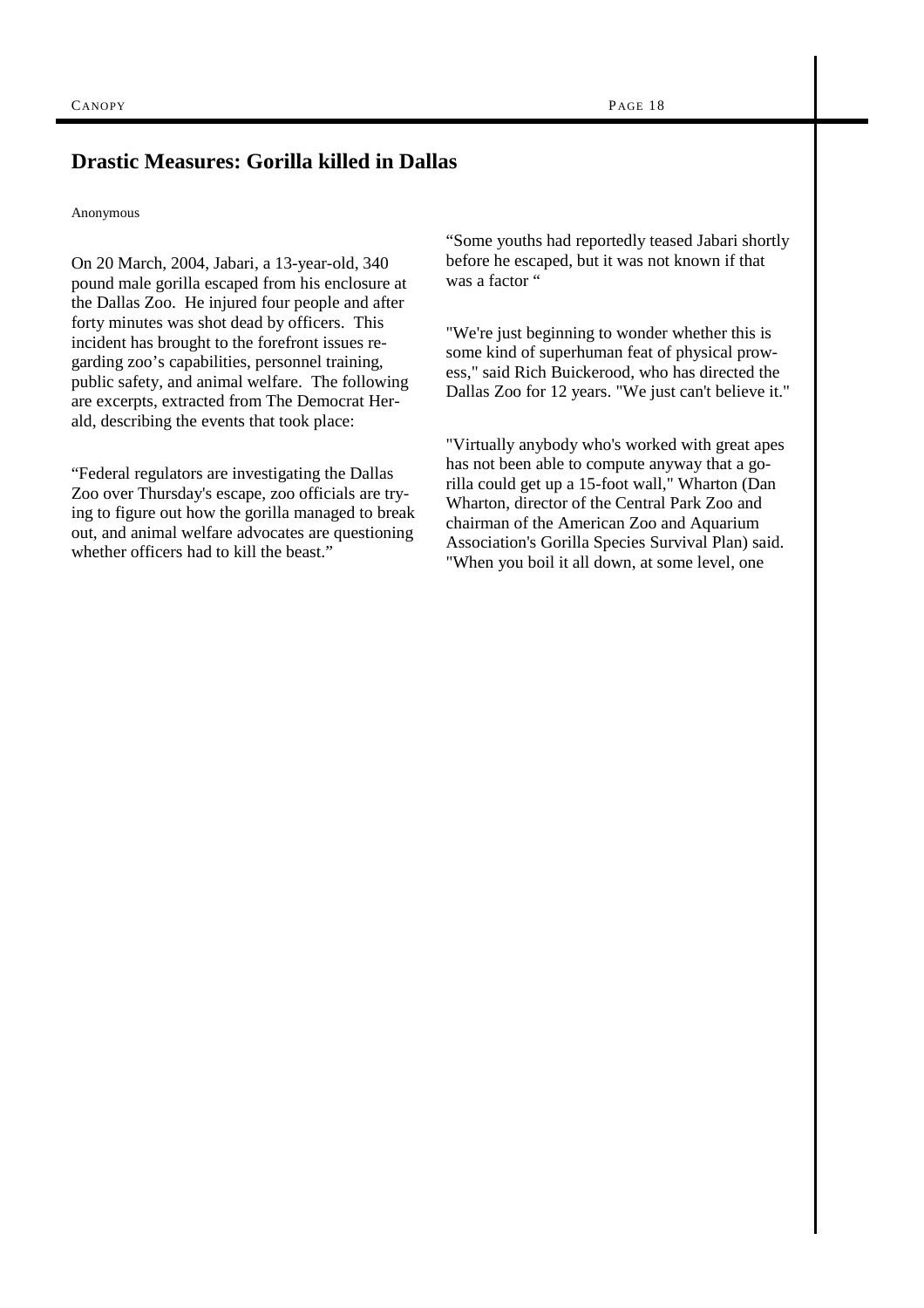## Drastic Measures: Gorilla killed in Dallas

Anonymous

On 20 March, 2004, Jabari, a 13-year-old, 340 pound male gorilla escaped from his enclosure at the Dallas Zoo. He injured four people and after forty minutes was shot dead by officers. This incident has brought to the forefront issues regarding zoo's capabilities, personnel training, public safety, and animal welfare. The following are excerpts, extracted from The Democrat Herald, describing the events that took place:

"Federal regulators are investigating the Dallas Zoo over Thursday's escape, zoo officials are trying to figure out how the gorilla managed to break out, and animal welfare advocates are questioning whether officers had to kill the beast."

"Some youths had reportedly teased Jabari shortly before he escaped, but it was not known if that was a factor "

"We're just beginning to wonder whether this is some kind of superhuman feat of physical prowess," said Rich Buickerood, who has directed the Dallas Zoo for 12 years. "We just can't believe it."

"Virtually anybody who's worked with great apes has not been able to compute anyway that a gorilla could get up a 15-foot wall," Wharton (Dan Wharton, director of the Central Park Zoo and chairman of the American Zoo and Aquarium Association's Gorilla Species Survival Plan) said. "When you boil it all down, at some level, one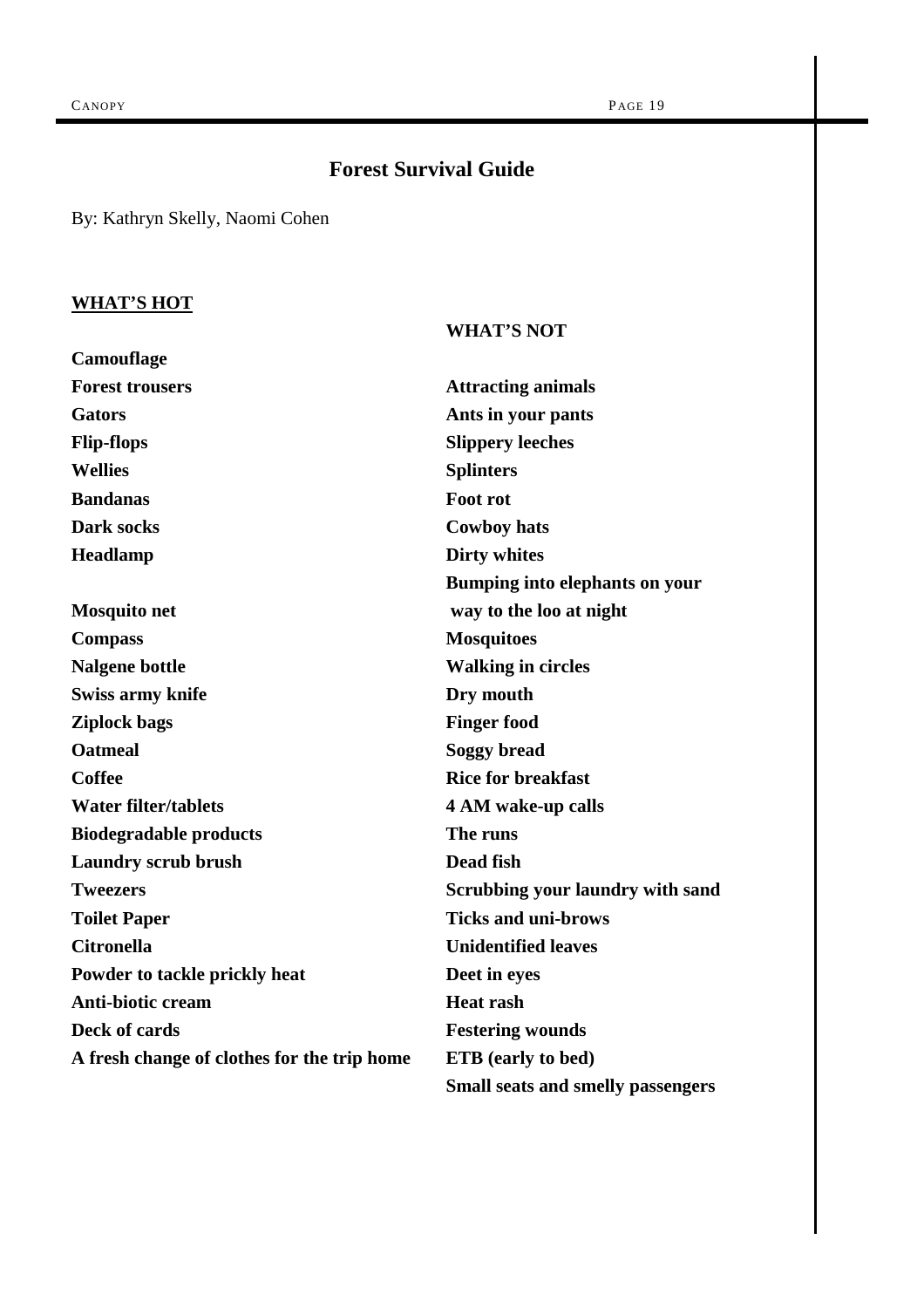# Forest Survival Guide

By: Kathryn Skelly, Naomi Cohen

**WHAT'S HOT**

**Camouflage**
**Forest trousers**
**Gators**
**Flip-flops**
**Wellies**
**Bandanas**
**Dark socks**
**Headlamp**
**Mosquito net**
**Compass**
**Nalgene bottle**
**Swiss army knife**
**Ziplock bags**
**Oatmeal**
**Coffee**
**Water filter/tablets**
**Biodegradable products**
**Laundry scrub brush**
**Tweezers**
**Toilet Paper**
**Citronella**
**Powder to tackle prickly heat**
**Anti-biotic cream**
**Deck of cards**
**A fresh change of clothes for the trip home**

**WHAT'S NOT**

**Attracting animals**
**Ants in your pants**
**Slippery leeches**
**Splinters**
**Foot rot**
**Cowboy hats**
**Dirty whites**
**Bumping into elephants on your way to the loo at night**
**Mosquitoes**
**Walking in circles**
**Dry mouth**
**Finger food**
**Soggy bread**
**Rice for breakfast**
**4 AM wake-up calls**
**The runs**
**Dead fish**
**Scrubbing your laundry with sand**
**Ticks and uni-brows**
**Unidentified leaves**
**Deet in eyes**
**Heat rash**
**Festering wounds**
**ETB (early to bed)**
**Small seats and smelly passengers**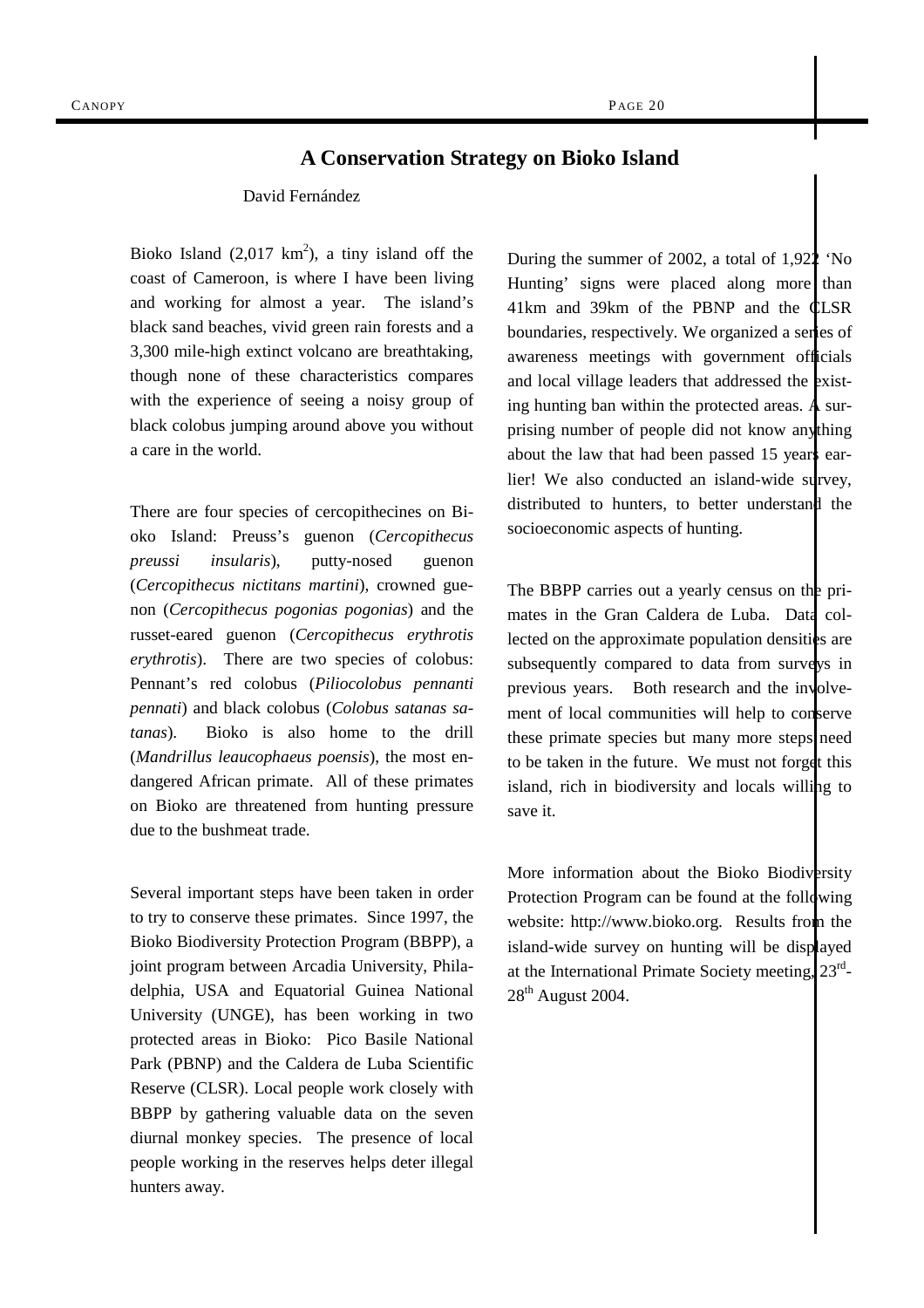## A Conservation Strategy on Bioko Island

David Fernández

Bioko Island (2,017 km$^2$), a tiny island off the coast of Cameroon, is where I have been living and working for almost a year. The island's black sand beaches, vivid green rain forests and a 3,300 mile-high extinct volcano are breathtaking, though none of these characteristics compares with the experience of seeing a noisy group of black colobus jumping around above you without a care in the world.

There are four species of cercopithecines on Bioko Island: Preuss's guenon (*Cercopithecus preussi insularis*), putty-nosed guenon (*Cercopithecus nictitans martini*), crowned guenon (*Cercopithecus pogonias pogonias*) and the russet-eared guenon (*Cercopithecus erythrotis erythrotis*). There are two species of colobus: Pennant's red colobus (*Piliocolobus pennanti pennati*) and black colobus (*Colobus satanas satanas*). Bioko is also home to the drill (*Mandrillus leaucophaeus poensis*), the most endangered African primate. All of these primates on Bioko are threatened from hunting pressure due to the bushmeat trade.

Several important steps have been taken in order to try to conserve these primates. Since 1997, the Bioko Biodiversity Protection Program (BBPP), a joint program between Arcadia University, Philadelphia, USA and Equatorial Guinea National University (UNGE), has been working in two protected areas in Bioko: Pico Basile National Park (PBNP) and the Caldera de Luba Scientific Reserve (CLSR). Local people work closely with BBPP by gathering valuable data on the seven diurnal monkey species. The presence of local people working in the reserves helps deter illegal hunters away.

During the summer of 2002, a total of 1,922 'No Hunting' signs were placed along more than 41km and 39km of the PBNP and the CLSR boundaries, respectively. We organized a series of awareness meetings with government officials and local village leaders that addressed the existing hunting ban within the protected areas. A surprising number of people did not know anything about the law that had been passed 15 years earlier! We also conducted an island-wide survey, distributed to hunters, to better understand the socioeconomic aspects of hunting.

The BBPP carries out a yearly census on the primates in the Gran Caldera de Luba. Data collected on the approximate population densities are subsequently compared to data from surveys in previous years. Both research and the involvement of local communities will help to conserve these primate species but many more steps need to be taken in the future. We must not forget this island, rich in biodiversity and locals willing to save it.

More information about the Bioko Biodiversity Protection Program can be found at the following website: http://www.bioko.org. Results from the island-wide survey on hunting will be displayed at the International Primate Society meeting, 23rd-28th August 2004.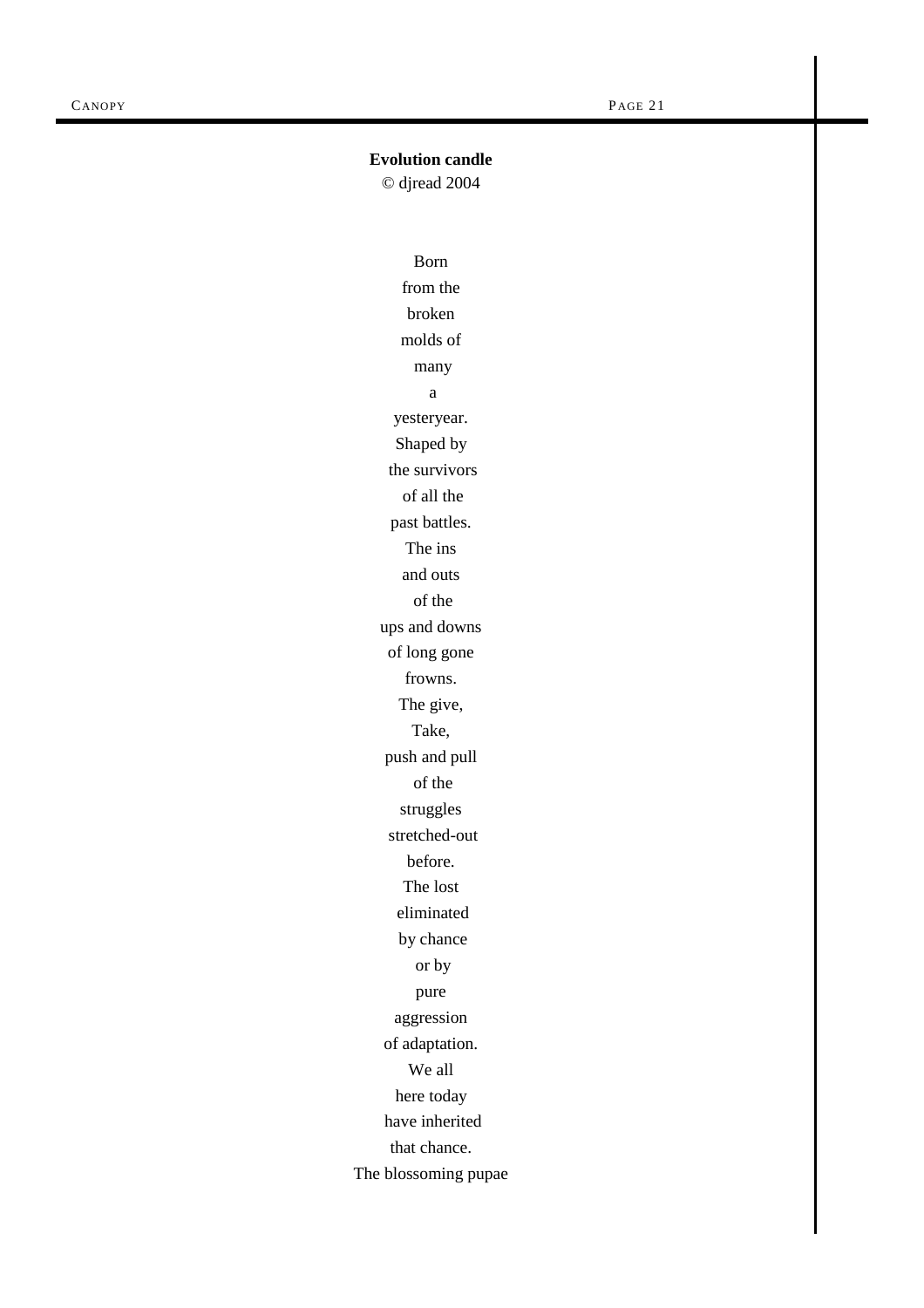**Evolution candle**

© djread 2004

Born
from the
broken
molds of
many
a
yesteryear.
Shaped by
the survivors
of all the
past battles.
The ins
and outs
of the
ups and downs
of long gone
frowns.
The give,
Take,
push and pull
of the
struggles
stretched-out
before.
The lost
eliminated
by chance
or by
pure
aggression
of adaptation.
We all
here today
have inherited
that chance.
The blossoming pupae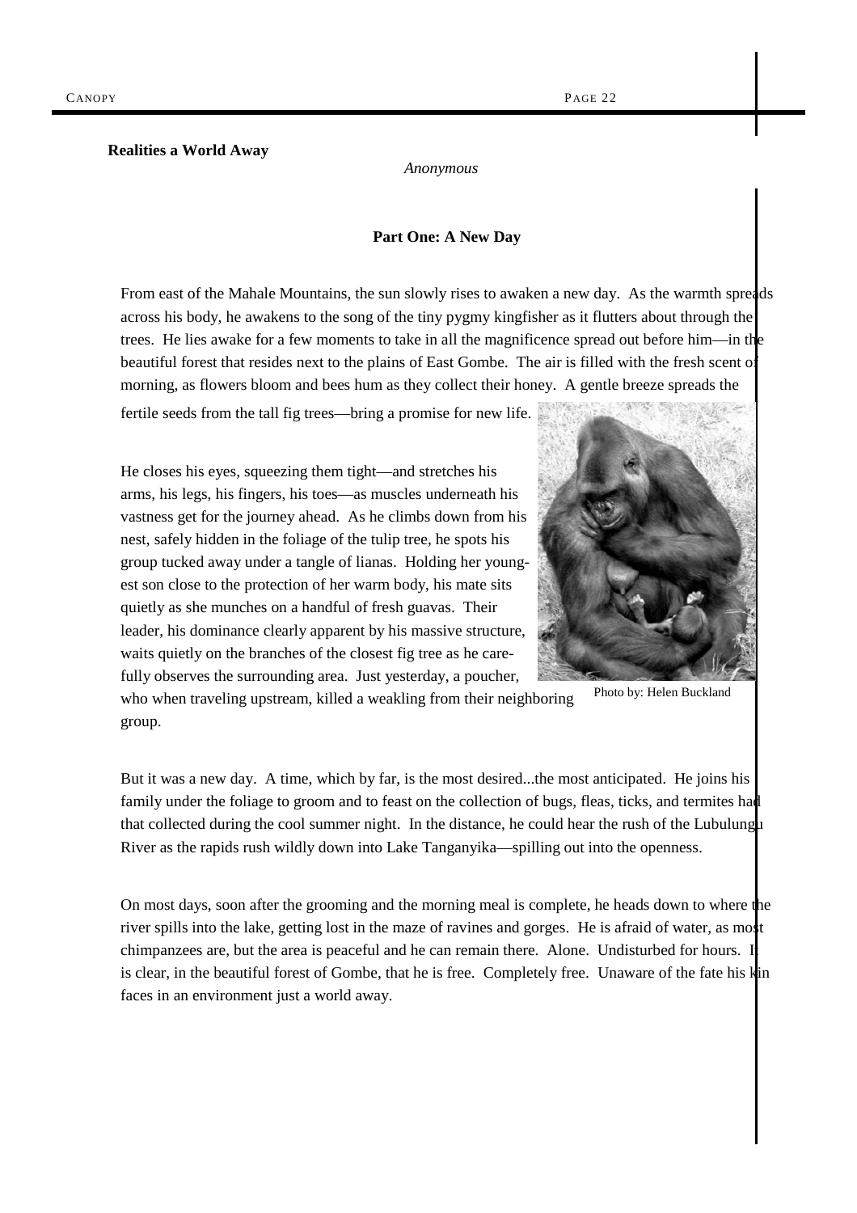**Realities a World Away**

*Anonymous*

**Part One: A New Day**

From east of the Mahale Mountains, the sun slowly rises to awaken a new day. As the warmth spreads across his body, he awakens to the song of the tiny pygmy kingfisher as it flutters about through the trees. He lies awake for a few moments to take in all the magnificence spread out before him—in the beautiful forest that resides next to the plains of East Gombe. The air is filled with the fresh scent of morning, as flowers bloom and bees hum as they collect their honey. A gentle breeze spreads the fertile seeds from the tall fig trees—bring a promise for new life.

He closes his eyes, squeezing them tight—and stretches his arms, his legs, his fingers, his toes—as muscles underneath his vastness get for the journey ahead. As he climbs down from his nest, safely hidden in the foliage of the tulip tree, he spots his group tucked away under a tangle of lianas. Holding her youngest son close to the protection of her warm body, his mate sits quietly as she munches on a handful of fresh guavas. Their leader, his dominance clearly apparent by his massive structure, waits quietly on the branches of the closest fig tree as he carefully observes the surrounding area. Just yesterday, a poucher, who when traveling upstream, killed a weakling from their neighboring group.

Photo by: Helen Buckland

But it was a new day. A time, which by far, is the most desired...the most anticipated. He joins his family under the foliage to groom and to feast on the collection of bugs, fleas, ticks, and termites had that collected during the cool summer night. In the distance, he could hear the rush of the Lubulungu River as the rapids rush wildly down into Lake Tanganyika—spilling out into the openness.

On most days, soon after the grooming and the morning meal is complete, he heads down to where the river spills into the lake, getting lost in the maze of ravines and gorges. He is afraid of water, as most chimpanzees are, but the area is peaceful and he can remain there. Alone. Undisturbed for hours. It is clear, in the beautiful forest of Gombe, that he is free. Completely free. Unaware of the fate his kin faces in an environment just a world away.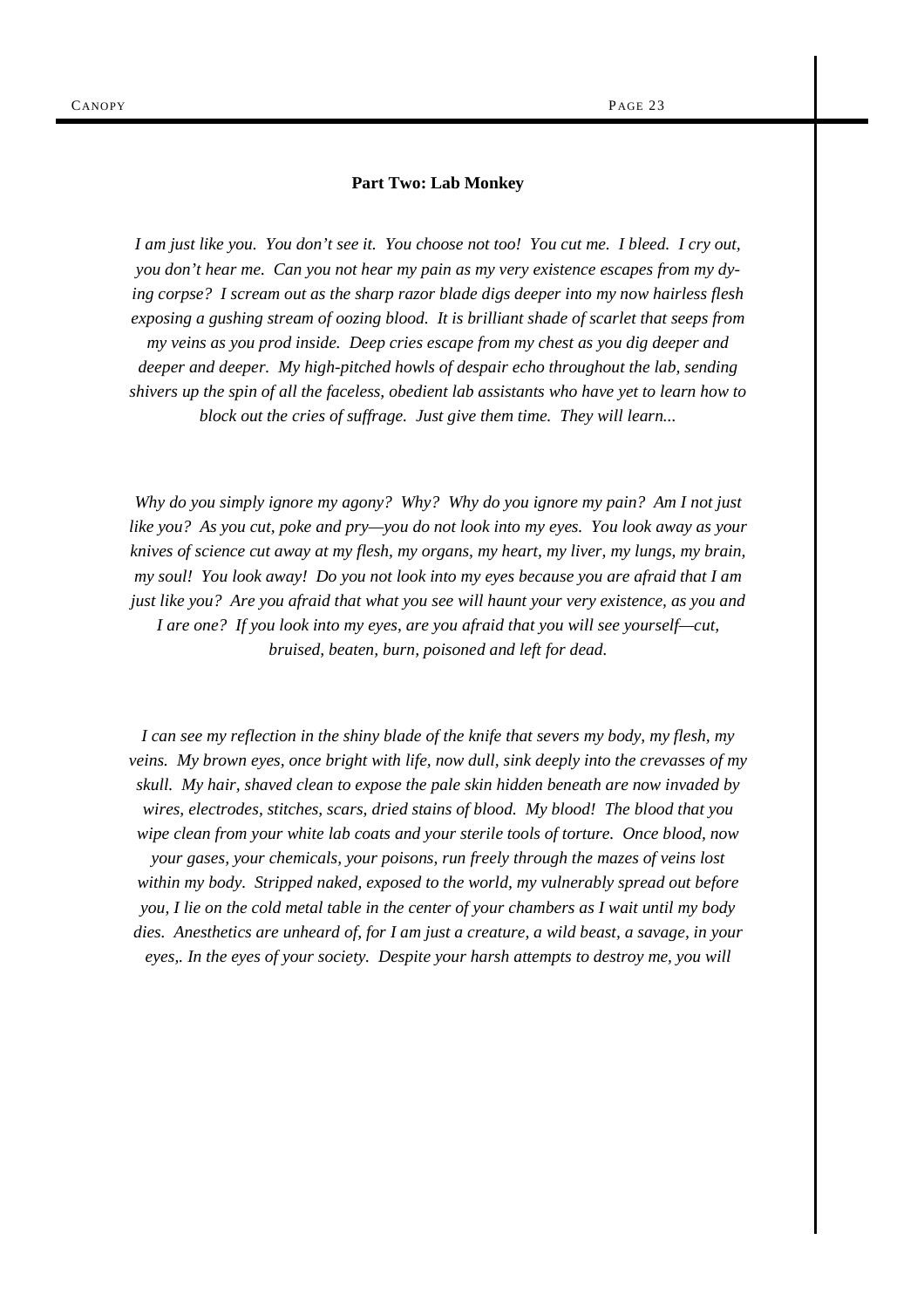**Part Two: Lab Monkey**

*I am just like you. You don't see it. You choose not too! You cut me. I bleed. I cry out, you don't hear me. Can you not hear my pain as my very existence escapes from my dying corpse? I scream out as the sharp razor blade digs deeper into my now hairless flesh exposing a gushing stream of oozing blood. It is brilliant shade of scarlet that seeps from my veins as you prod inside. Deep cries escape from my chest as you dig deeper and deeper and deeper. My high-pitched howls of despair echo throughout the lab, sending shivers up the spin of all the faceless, obedient lab assistants who have yet to learn how to block out the cries of suffrage. Just give them time. They will learn...*

*Why do you simply ignore my agony? Why? Why do you ignore my pain? Am I not just like you? As you cut, poke and pry—you do not look into my eyes. You look away as your knives of science cut away at my flesh, my organs, my heart, my liver, my lungs, my brain, my soul! You look away! Do you not look into my eyes because you are afraid that I am just like you? Are you afraid that what you see will haunt your very existence, as you and I are one? If you look into my eyes, are you afraid that you will see yourself—cut, bruised, beaten, burn, poisoned and left for dead.*

*I can see my reflection in the shiny blade of the knife that severs my body, my flesh, my veins. My brown eyes, once bright with life, now dull, sink deeply into the crevasses of my skull. My hair, shaved clean to expose the pale skin hidden beneath are now invaded by wires, electrodes, stitches, scars, dried stains of blood. My blood! The blood that you wipe clean from your white lab coats and your sterile tools of torture. Once blood, now your gases, your chemicals, your poisons, run freely through the mazes of veins lost within my body. Stripped naked, exposed to the world, my vulnerably spread out before you, I lie on the cold metal table in the center of your chambers as I wait until my body dies. Anesthetics are unheard of, for I am just a creature, a wild beast, a savage, in your eyes,. In the eyes of your society. Despite your harsh attempts to destroy me, you will*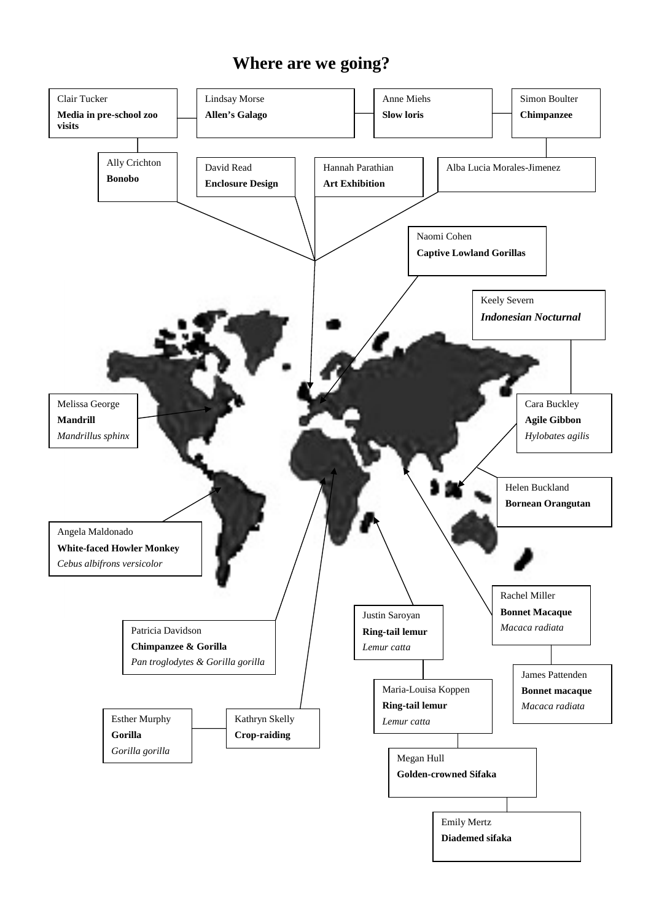# Where are we going?

Clair Tucker
**Media in pre-school zoo visits**

Lindsay Morse
**Allen's Galago**

Anne Miehs
**Slow loris**

Simon Boulter
**Chimpanzee**

Ally Crichton
**Bonobo**

David Read
**Enclosure Design**

Hannah Parathian
**Art Exhibition**

Alba Lucia Morales-Jimenez

Naomi Cohen
**Captive Lowland Gorillas**

Keely Severn
***Indonesian Nocturnal***

Melissa George
**Mandrill**
*Mandrillus sphinx*

Cara Buckley
**Agile Gibbon**
*Hylobates agilis*

Helen Buckland
**Bornean Orangutan**

Angela Maldonado
**White-faced Howler Monkey**
*Cebus albifrons versicolor*

Rachel Miller
**Bonnet Macaque**
*Macaca radiata*

Justin Saroyan
**Ring-tail lemur**
*Lemur catta*

Patricia Davidson
**Chimpanzee & Gorilla**
*Pan troglodytes & Gorilla gorilla*

James Pattenden
**Bonnet macaque**
*Macaca radiata*

Maria-Louisa Koppen
**Ring-tail lemur**
*Lemur catta*

Esther Murphy
**Gorilla**
*Gorilla gorilla*

Kathryn Skelly
**Crop-raiding**

Megan Hull
**Golden-crowned Sifaka**

Emily Mertz
**Diademed sifaka**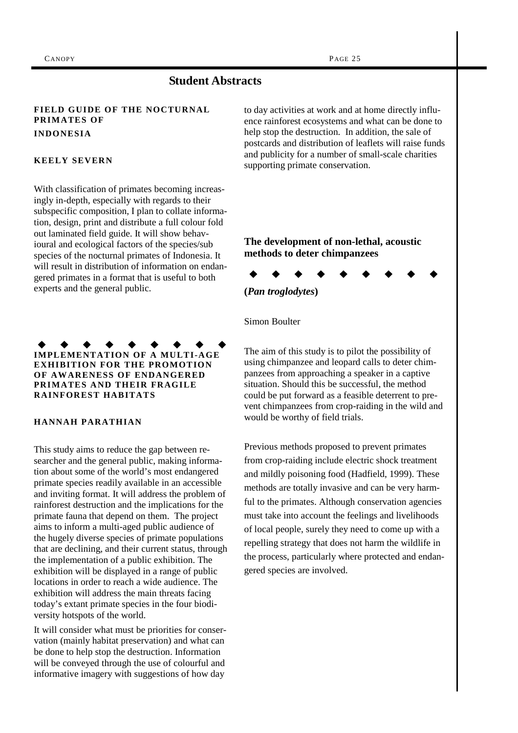# Student Abstracts

## FIELD GUIDE OF THE NOCTURNAL PRIMATES OF INDONESIA

**KEELY SEVERN**

With classification of primates becoming increasingly in-depth, especially with regards to their subspecific composition, I plan to collate information, design, print and distribute a full colour fold out laminated field guide. It will show behavioural and ecological factors of the species/sub species of the nocturnal primates of Indonesia. It will result in distribution of information on endangered primates in a format that is useful to both experts and the general public.

◆ ◆ ◆ ◆ ◆ ◆ ◆ ◆ ◆

## IMPLEMENTATION OF A MULTI-AGE EXHIBITION FOR THE PROMOTION OF AWARENESS OF ENDANGERED PRIMATES AND THEIR FRAGILE RAINFOREST HABITATS

**HANNAH PARATHIAN**

This study aims to reduce the gap between researcher and the general public, making information about some of the world's most endangered primate species readily available in an accessible and inviting format. It will address the problem of rainforest destruction and the implications for the primate fauna that depend on them. The project aims to inform a multi-aged public audience of the hugely diverse species of primate populations that are declining, and their current status, through the implementation of a public exhibition. The exhibition will be displayed in a range of public locations in order to reach a wide audience. The exhibition will address the main threats facing today's extant primate species in the four biodiversity hotspots of the world.

It will consider what must be priorities for conservation (mainly habitat preservation) and what can be done to help stop the destruction. Information will be conveyed through the use of colourful and informative imagery with suggestions of how day to day activities at work and at home directly influence rainforest ecosystems and what can be done to help stop the destruction. In addition, the sale of postcards and distribution of leaflets will raise funds and publicity for a number of small-scale charities supporting primate conservation.

## The development of non-lethal, acoustic methods to deter chimpanzees

◆ ◆ ◆ ◆ ◆ ◆ ◆ ◆ ◆

**(*Pan troglodytes*)**

Simon Boulter

The aim of this study is to pilot the possibility of using chimpanzee and leopard calls to deter chimpanzees from approaching a speaker in a captive situation. Should this be successful, the method could be put forward as a feasible deterrent to prevent chimpanzees from crop-raiding in the wild and would be worthy of field trials.

Previous methods proposed to prevent primates from crop-raiding include electric shock treatment and mildly poisoning food (Hadfield, 1999). These methods are totally invasive and can be very harmful to the primates. Although conservation agencies must take into account the feelings and livelihoods of local people, surely they need to come up with a repelling strategy that does not harm the wildlife in the process, particularly where protected and endangered species are involved.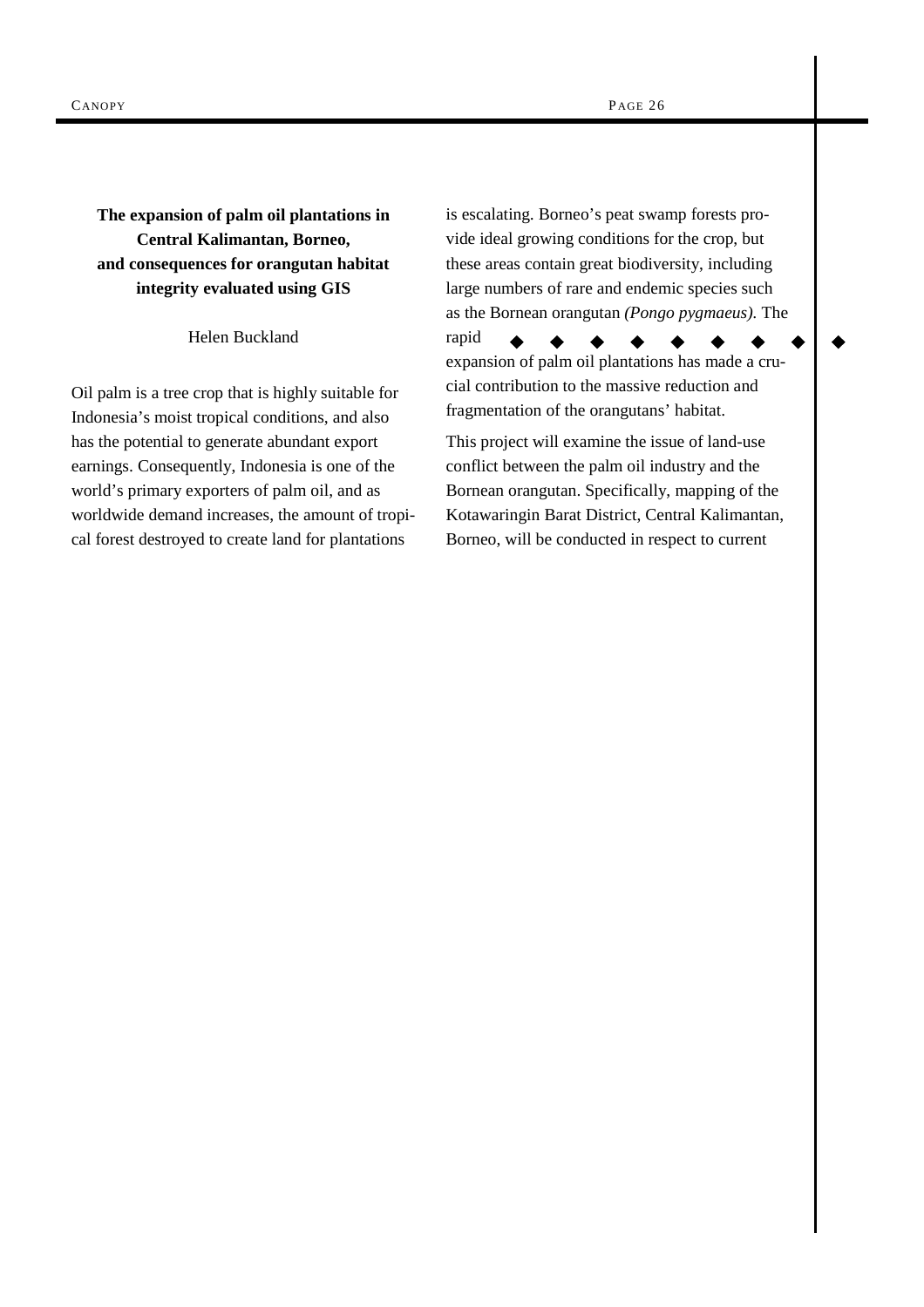**The expansion of palm oil plantations in Central Kalimantan, Borneo, and consequences for orangutan habitat integrity evaluated using GIS**

Helen Buckland

Oil palm is a tree crop that is highly suitable for Indonesia's moist tropical conditions, and also has the potential to generate abundant export earnings. Consequently, Indonesia is one of the world's primary exporters of palm oil, and as worldwide demand increases, the amount of tropical forest destroyed to create land for plantations is escalating. Borneo's peat swamp forests provide ideal growing conditions for the crop, but these areas contain great biodiversity, including large numbers of rare and endemic species such as the Bornean orangutan *(Pongo pygmaeus).* The rapid expansion of palm oil plantations has made a crucial contribution to the massive reduction and fragmentation of the orangutans' habitat.

This project will examine the issue of land-use conflict between the palm oil industry and the Bornean orangutan. Specifically, mapping of the Kotawaringin Barat District, Central Kalimantan, Borneo, will be conducted in respect to current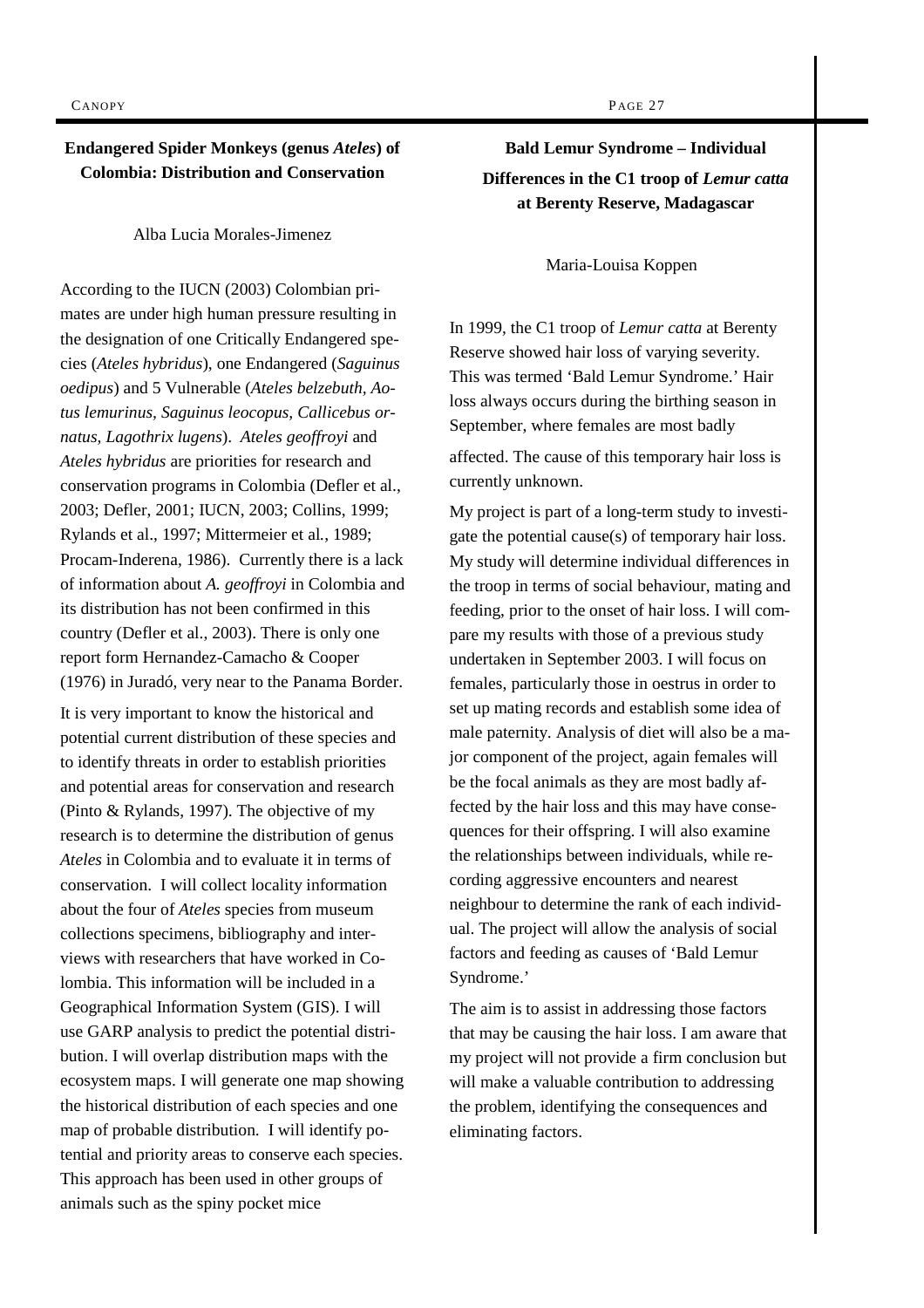## Endangered Spider Monkeys (genus *Ateles*) of Colombia: Distribution and Conservation

Alba Lucia Morales-Jimenez

According to the IUCN (2003) Colombian primates are under high human pressure resulting in the designation of one Critically Endangered species (*Ateles hybridus*), one Endangered (*Saguinus oedipus*) and 5 Vulnerable (*Ateles belzebuth, Aotus lemurinus, Saguinus leocopus, Callicebus ornatus, Lagothrix lugens*). *Ateles geoffroyi* and *Ateles hybridus* are priorities for research and conservation programs in Colombia (Defler et al., 2003; Defler, 2001; IUCN, 2003; Collins, 1999; Rylands et al., 1997; Mittermeier et al., 1989; Procam-Inderena, 1986). Currently there is a lack of information about *A. geoffroyi* in Colombia and its distribution has not been confirmed in this country (Defler et al., 2003). There is only one report form Hernandez-Camacho & Cooper (1976) in Juradó, very near to the Panama Border.

It is very important to know the historical and potential current distribution of these species and to identify threats in order to establish priorities and potential areas for conservation and research (Pinto & Rylands, 1997). The objective of my research is to determine the distribution of genus *Ateles* in Colombia and to evaluate it in terms of conservation. I will collect locality information about the four of *Ateles* species from museum collections specimens, bibliography and interviews with researchers that have worked in Colombia. This information will be included in a Geographical Information System (GIS). I will use GARP analysis to predict the potential distribution. I will overlap distribution maps with the ecosystem maps. I will generate one map showing the historical distribution of each species and one map of probable distribution. I will identify potential and priority areas to conserve each species. This approach has been used in other groups of animals such as the spiny pocket mice

## Bald Lemur Syndrome – Individual Differences in the C1 troop of *Lemur catta* at Berenty Reserve, Madagascar

Maria-Louisa Koppen

In 1999, the C1 troop of *Lemur catta* at Berenty Reserve showed hair loss of varying severity. This was termed 'Bald Lemur Syndrome.' Hair loss always occurs during the birthing season in September, where females are most badly affected. The cause of this temporary hair loss is currently unknown.

My project is part of a long-term study to investigate the potential cause(s) of temporary hair loss. My study will determine individual differences in the troop in terms of social behaviour, mating and feeding, prior to the onset of hair loss. I will compare my results with those of a previous study undertaken in September 2003. I will focus on females, particularly those in oestrus in order to set up mating records and establish some idea of male paternity. Analysis of diet will also be a major component of the project, again females will be the focal animals as they are most badly affected by the hair loss and this may have consequences for their offspring. I will also examine the relationships between individuals, while recording aggressive encounters and nearest neighbour to determine the rank of each individual. The project will allow the analysis of social factors and feeding as causes of 'Bald Lemur Syndrome.'

The aim is to assist in addressing those factors that may be causing the hair loss. I am aware that my project will not provide a firm conclusion but will make a valuable contribution to addressing the problem, identifying the consequences and eliminating factors.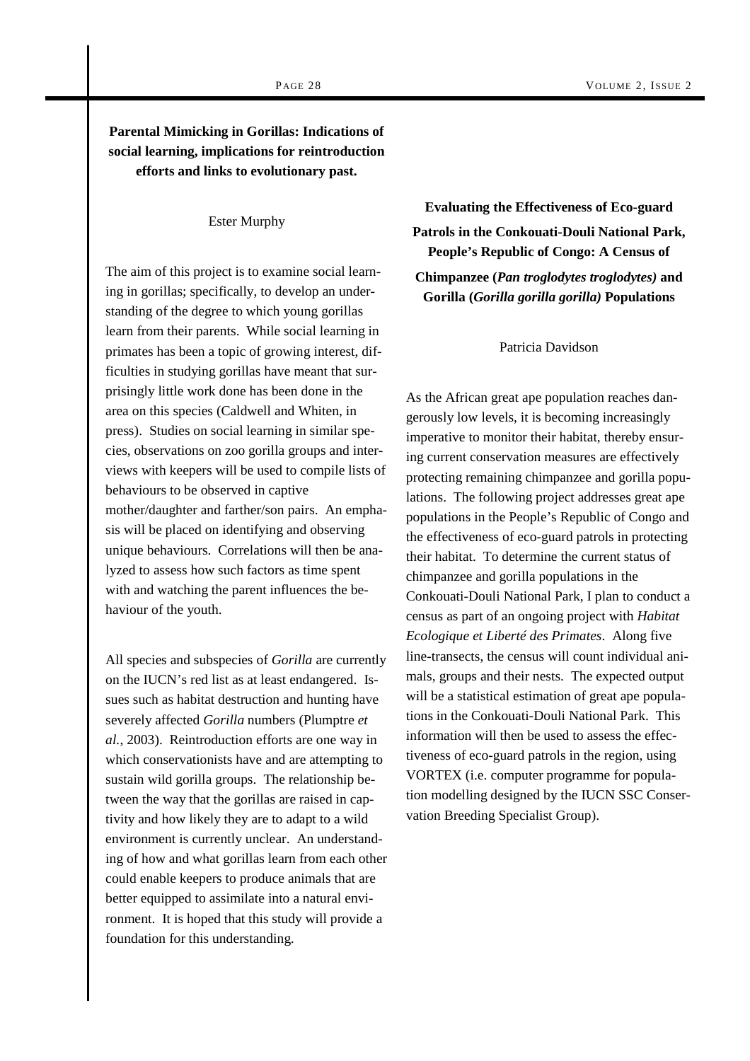## Parental Mimicking in Gorillas: Indications of social learning, implications for reintroduction efforts and links to evolutionary past.

Ester Murphy

The aim of this project is to examine social learning in gorillas; specifically, to develop an understanding of the degree to which young gorillas learn from their parents. While social learning in primates has been a topic of growing interest, difficulties in studying gorillas have meant that surprisingly little work done has been done in the area on this species (Caldwell and Whiten, in press). Studies on social learning in similar species, observations on zoo gorilla groups and interviews with keepers will be used to compile lists of behaviours to be observed in captive mother/daughter and farther/son pairs. An emphasis will be placed on identifying and observing unique behaviours. Correlations will then be analyzed to assess how such factors as time spent with and watching the parent influences the behaviour of the youth.

All species and subspecies of *Gorilla* are currently on the IUCN's red list as at least endangered. Issues such as habitat destruction and hunting have severely affected *Gorilla* numbers (Plumptre *et al.*, 2003). Reintroduction efforts are one way in which conservationists have and are attempting to sustain wild gorilla groups. The relationship between the way that the gorillas are raised in captivity and how likely they are to adapt to a wild environment is currently unclear. An understanding of how and what gorillas learn from each other could enable keepers to produce animals that are better equipped to assimilate into a natural environment. It is hoped that this study will provide a foundation for this understanding.

## Evaluating the Effectiveness of Eco-guard Patrols in the Conkouati-Douli National Park, People's Republic of Congo: A Census of Chimpanzee (*Pan troglodytes troglodytes*) and Gorilla (*Gorilla gorilla gorilla*) Populations

Patricia Davidson

As the African great ape population reaches dangerously low levels, it is becoming increasingly imperative to monitor their habitat, thereby ensuring current conservation measures are effectively protecting remaining chimpanzee and gorilla populations. The following project addresses great ape populations in the People's Republic of Congo and the effectiveness of eco-guard patrols in protecting their habitat. To determine the current status of chimpanzee and gorilla populations in the Conkouati-Douli National Park, I plan to conduct a census as part of an ongoing project with *Habitat Ecologique et Liberté des Primates*. Along five line-transects, the census will count individual animals, groups and their nests. The expected output will be a statistical estimation of great ape populations in the Conkouati-Douli National Park. This information will then be used to assess the effectiveness of eco-guard patrols in the region, using VORTEX (i.e. computer programme for population modelling designed by the IUCN SSC Conservation Breeding Specialist Group).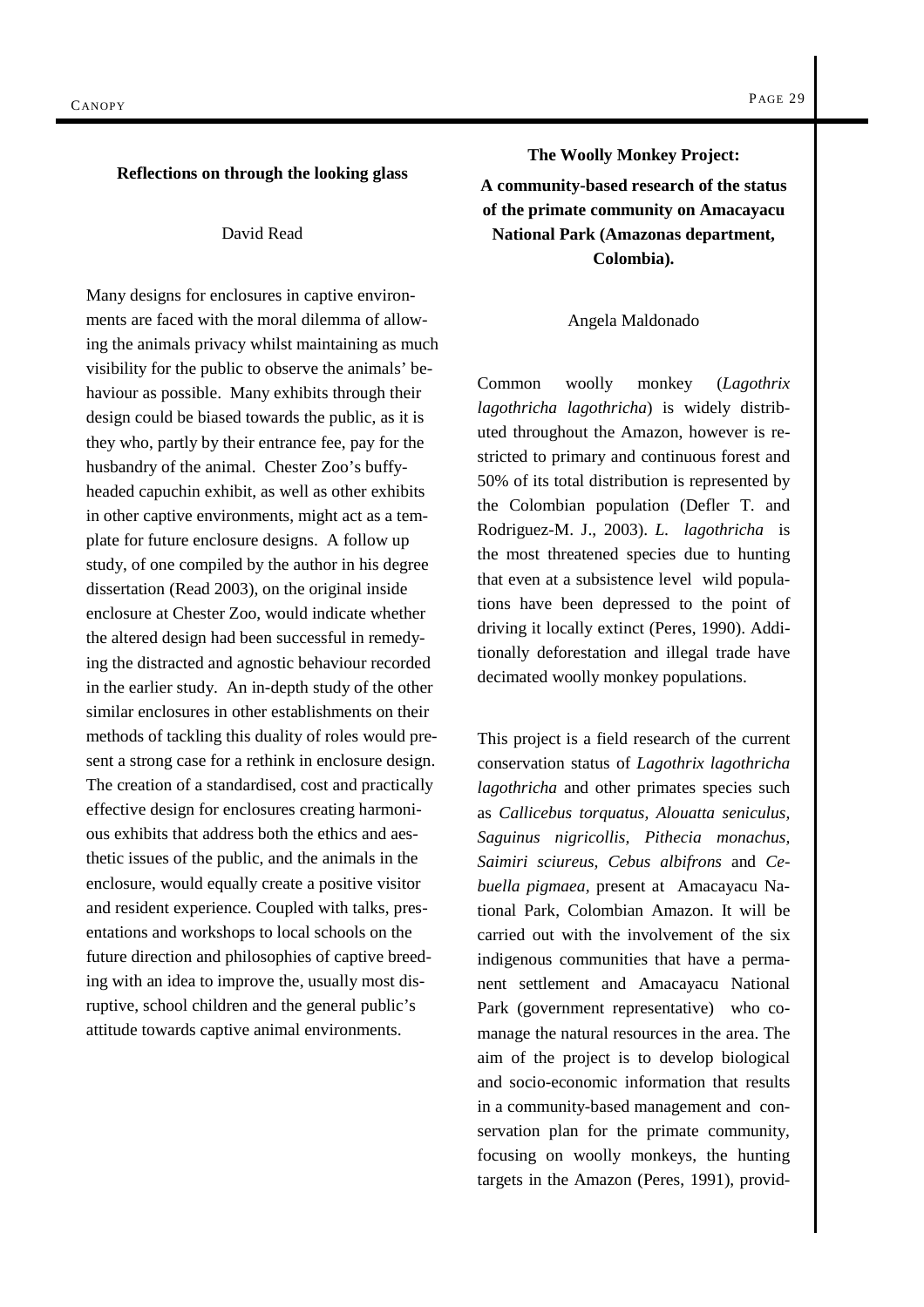## Reflections on through the looking glass

David Read

Many designs for enclosures in captive environments are faced with the moral dilemma of allowing the animals privacy whilst maintaining as much visibility for the public to observe the animals' behaviour as possible. Many exhibits through their design could be biased towards the public, as it is they who, partly by their entrance fee, pay for the husbandry of the animal. Chester Zoo's buffy-headed capuchin exhibit, as well as other exhibits in other captive environments, might act as a template for future enclosure designs. A follow up study, of one compiled by the author in his degree dissertation (Read 2003), on the original inside enclosure at Chester Zoo, would indicate whether the altered design had been successful in remedying the distracted and agnostic behaviour recorded in the earlier study. An in-depth study of the other similar enclosures in other establishments on their methods of tackling this duality of roles would present a strong case for a rethink in enclosure design. The creation of a standardised, cost and practically effective design for enclosures creating harmonious exhibits that address both the ethics and aesthetic issues of the public, and the animals in the enclosure, would equally create a positive visitor and resident experience. Coupled with talks, presentations and workshops to local schools on the future direction and philosophies of captive breeding with an idea to improve the, usually most disruptive, school children and the general public's attitude towards captive animal environments.

## The Woolly Monkey Project:

**A community-based research of the status of the primate community on Amacayacu National Park (Amazonas department, Colombia).**

Angela Maldonado

Common woolly monkey (*Lagothrix lagothricha lagothricha*) is widely distributed throughout the Amazon, however is restricted to primary and continuous forest and 50% of its total distribution is represented by the Colombian population (Defler T. and Rodriguez-M. J., 2003). *L. lagothricha* is the most threatened species due to hunting that even at a subsistence level wild populations have been depressed to the point of driving it locally extinct (Peres, 1990). Additionally deforestation and illegal trade have decimated woolly monkey populations.

This project is a field research of the current conservation status of *Lagothrix lagothricha lagothricha* and other primates species such as *Callicebus torquatus, Alouatta seniculus, Saguinus nigricollis, Pithecia monachus, Saimiri sciureus, Cebus albifrons* and *Cebuella pigmaea*, present at Amacayacu National Park, Colombian Amazon. It will be carried out with the involvement of the six indigenous communities that have a permanent settlement and Amacayacu National Park (government representative) who co-manage the natural resources in the area. The aim of the project is to develop biological and socio-economic information that results in a community-based management and conservation plan for the primate community, focusing on woolly monkeys, the hunting targets in the Amazon (Peres, 1991), provid-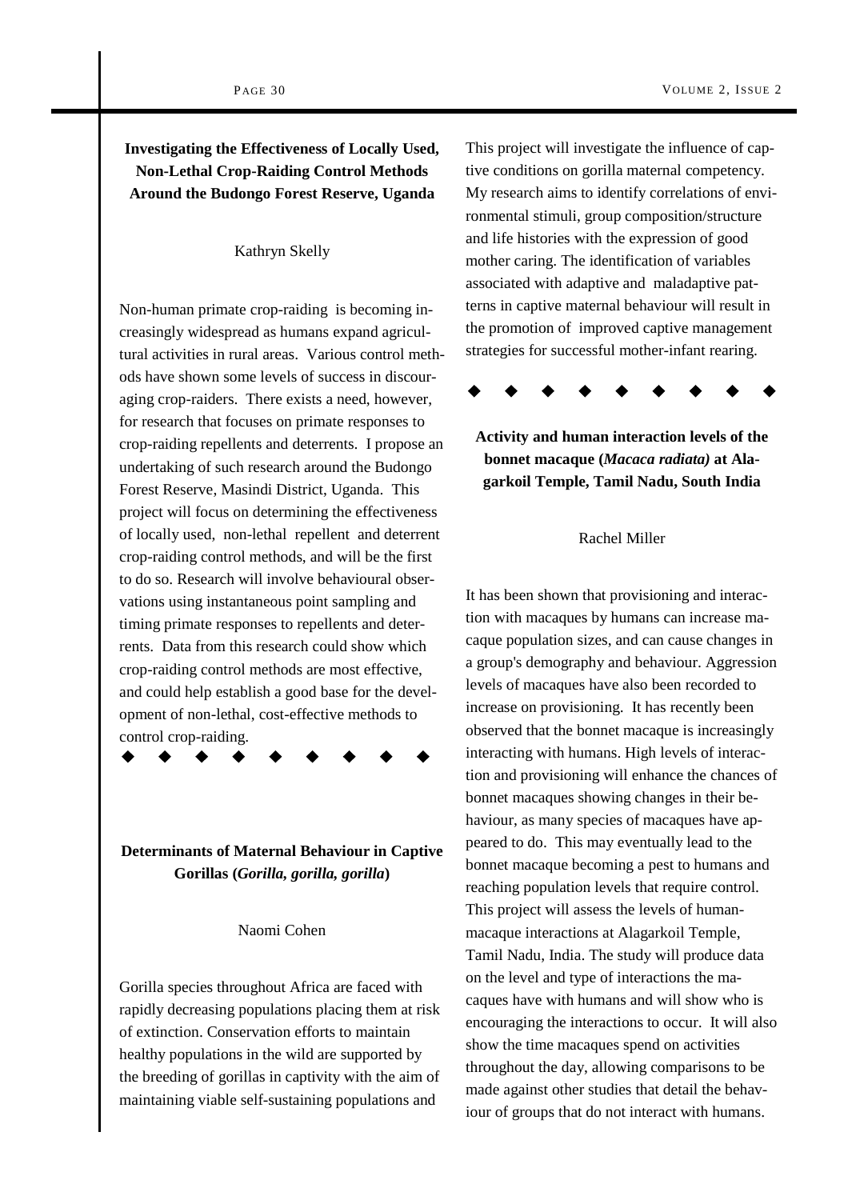**Investigating the Effectiveness of Locally Used, Non-Lethal Crop-Raiding Control Methods Around the Budongo Forest Reserve, Uganda**

Kathryn Skelly

Non-human primate crop-raiding is becoming increasingly widespread as humans expand agricultural activities in rural areas. Various control methods have shown some levels of success in discouraging crop-raiders. There exists a need, however, for research that focuses on primate responses to crop-raiding repellents and deterrents. I propose an undertaking of such research around the Budongo Forest Reserve, Masindi District, Uganda. This project will focus on determining the effectiveness of locally used, non-lethal repellent and deterrent crop-raiding control methods, and will be the first to do so. Research will involve behavioural observations using instantaneous point sampling and timing primate responses to repellents and deterrents. Data from this research could show which crop-raiding control methods are most effective, and could help establish a good base for the development of non-lethal, cost-effective methods to control crop-raiding.

◆ ◆ ◆ ◆ ◆ ◆ ◆ ◆ ◆

**Determinants of Maternal Behaviour in Captive Gorillas (*Gorilla, gorilla, gorilla*)**

Naomi Cohen

Gorilla species throughout Africa are faced with rapidly decreasing populations placing them at risk of extinction. Conservation efforts to maintain healthy populations in the wild are supported by the breeding of gorillas in captivity with the aim of maintaining viable self-sustaining populations and This project will investigate the influence of captive conditions on gorilla maternal competency. My research aims to identify correlations of environmental stimuli, group composition/structure and life histories with the expression of good mother caring. The identification of variables associated with adaptive and maladaptive patterns in captive maternal behaviour will result in the promotion of improved captive management strategies for successful mother-infant rearing.

◆ ◆ ◆ ◆ ◆ ◆ ◆ ◆ ◆

**Activity and human interaction levels of the bonnet macaque (*Macaca radiata*) at Alagarkoil Temple, Tamil Nadu, South India**

Rachel Miller

It has been shown that provisioning and interaction with macaques by humans can increase macaque population sizes, and can cause changes in a group's demography and behaviour. Aggression levels of macaques have also been recorded to increase on provisioning. It has recently been observed that the bonnet macaque is increasingly interacting with humans. High levels of interaction and provisioning will enhance the chances of bonnet macaques showing changes in their behaviour, as many species of macaques have appeared to do. This may eventually lead to the bonnet macaque becoming a pest to humans and reaching population levels that require control. This project will assess the levels of human-macaque interactions at Alagarkoil Temple, Tamil Nadu, India. The study will produce data on the level and type of interactions the macaques have with humans and will show who is encouraging the interactions to occur. It will also show the time macaques spend on activities throughout the day, allowing comparisons to be made against other studies that detail the behaviour of groups that do not interact with humans.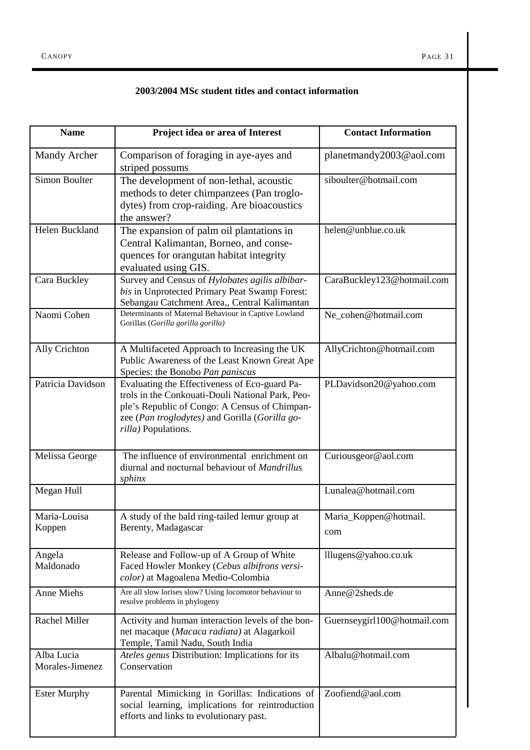**2003/2004 MSc student titles and contact information**

| Name | Project idea or area of Interest | Contact Information |
| --- | --- | --- |
| Mandy Archer | Comparison of foraging in aye-ayes and striped possums | planetmandy2003@aol.com |
| Simon Boulter | The development of non-lethal, acoustic methods to deter chimpanzees (Pan troglodytes) from crop-raiding. Are bioacoustics the answer? | siboulter@hotmail.com |
| Helen Buckland | The expansion of palm oil plantations in Central Kalimantan, Borneo, and consequences for orangutan habitat integrity evaluated using GIS. | helen@unblue.co.uk |
| Cara Buckley | Survey and Census of *Hylobates agilis albibarbis* in Unprotected Primary Peat Swamp Forest: Sebangau Catchment Area,, Central Kalimantan | CaraBuckley123@hotmail.com |
| Naomi Cohen | Determinants of Maternal Behaviour in Captive Lowland Gorillas (*Gorilla gorilla gorilla)* | Ne_cohen@hotmail.com |
| Ally Crichton | A Multifaceted Approach to Increasing the UK Public Awareness of the Least Known Great Ape Species: the Bonobo *Pan paniscus* | AllyCrichton@hotmail.com |
| Patricia Davidson | Evaluating the Effectiveness of Eco-guard Patrols in the Conkouati-Douli National Park, People's Republic of Congo: A Census of Chimpanzee (*Pan troglodytes)* and Gorilla (*Gorilla gorilla)* Populations. | PLDavidson20@yahoo.com |
| Melissa George | The influence of environmental enrichment on diurnal and nocturnal behaviour of *Mandrillus sphinx* | Curiousgeor@aol.com |
| Megan Hull | | Lunalea@hotmail.com |
| Maria-Louisa Koppen | A study of the bald ring-tailed lemur group at Berenty, Madagascar | Maria_Koppen@hotmail.com |
| Angela Maldonado | Release and Follow-up of A Group of White Faced Howler Monkey (*Cebus albifrons versicolor)* at Magoalena Medio-Colombia | lllugens@yahoo.co.uk |
| Anne Miehs | Are all slow lorises slow? Using locomotor behaviour to resolve problems in phylogeny | Anne@2sheds.de |
| Rachel Miller | Activity and human interaction levels of the bonnet macaque (*Macaca radiata)* at Alagarkoil Temple, Tamil Nadu, South India | Guernseygirl100@hotmail.com |
| Alba Lucia Morales-Jimenez | *Ateles genus* Distribution: Implications for its Conservation | Albalu@hotmail.com |
| Ester Murphy | Parental Mimicking in Gorillas: Indications of social learning, implications for reintroduction efforts and links to evolutionary past. | Zoofiend@aol.com |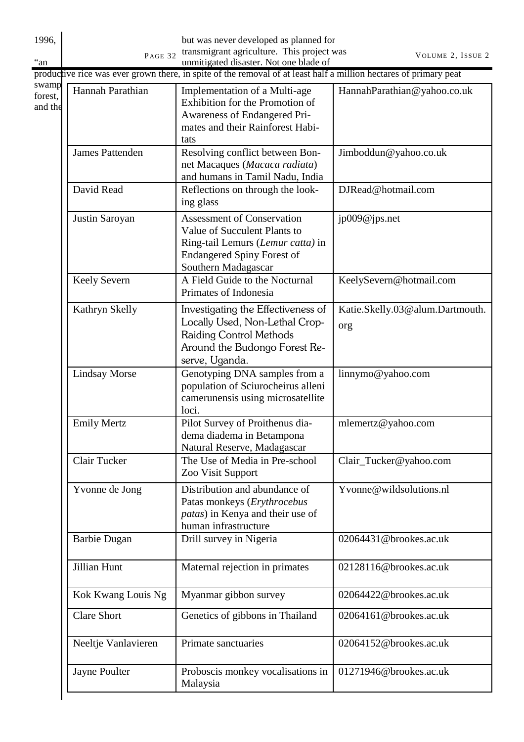1996, but was never developed as planned for transmigrant agriculture. This project was "an unmitigated disaster. Not one blade of productive rice was ever grown there, in spite of the removal of at least half a million hectares of primary peat swamp forest, and the

| | | |
|---|---|---|
| Hannah Parathian | Implementation of a Multi-age Exhibition for the Promotion of Awareness of Endangered Primates and their Rainforest Habitats | HannahParathian@yahoo.co.uk |
| James Pattenden | Resolving conflict between Bonnet Macaques (*Macaca radiata*) and humans in Tamil Nadu, India | Jimboddun@yahoo.co.uk |
| David Read | Reflections on through the looking glass | DJRead@hotmail.com |
| Justin Saroyan | Assessment of Conservation Value of Succulent Plants to Ring-tail Lemurs (*Lemur catta)* in Endangered Spiny Forest of Southern Madagascar | jp009@jps.net |
| Keely Severn | A Field Guide to the Nocturnal Primates of Indonesia | KeelySevern@hotmail.com |
| Kathryn Skelly | Investigating the Effectiveness of Locally Used, Non-Lethal Crop-Raiding Control Methods Around the Budongo Forest Reserve, Uganda. | Katie.Skelly.03@alum.Dartmouth.org |
| Lindsay Morse | Genotyping DNA samples from a population of Sciurocheirus alleni camerunensis using microsatellite loci. | linnymo@yahoo.com |
| Emily Mertz | Pilot Survey of Proithenus diadema diadema in Betampona Natural Reserve, Madagascar | mlemertz@yahoo.com |
| Clair Tucker | The Use of Media in Pre-school Zoo Visit Support | Clair_Tucker@yahoo.com |
| Yvonne de Jong | Distribution and abundance of Patas monkeys (*Erythrocebus patas*) in Kenya and their use of human infrastructure | Yvonne@wildsolutions.nl |
| Barbie Dugan | Drill survey in Nigeria | 02064431@brookes.ac.uk |
| Jillian Hunt | Maternal rejection in primates | 02128116@brookes.ac.uk |
| Kok Kwang Louis Ng | Myanmar gibbon survey | 02064422@brookes.ac.uk |
| Clare Short | Genetics of gibbons in Thailand | 02064161@brookes.ac.uk |
| Neeltje Vanlavieren | Primate sanctuaries | 02064152@brookes.ac.uk |
| Jayne Poulter | Proboscis monkey vocalisations in Malaysia | 01271946@brookes.ac.uk |